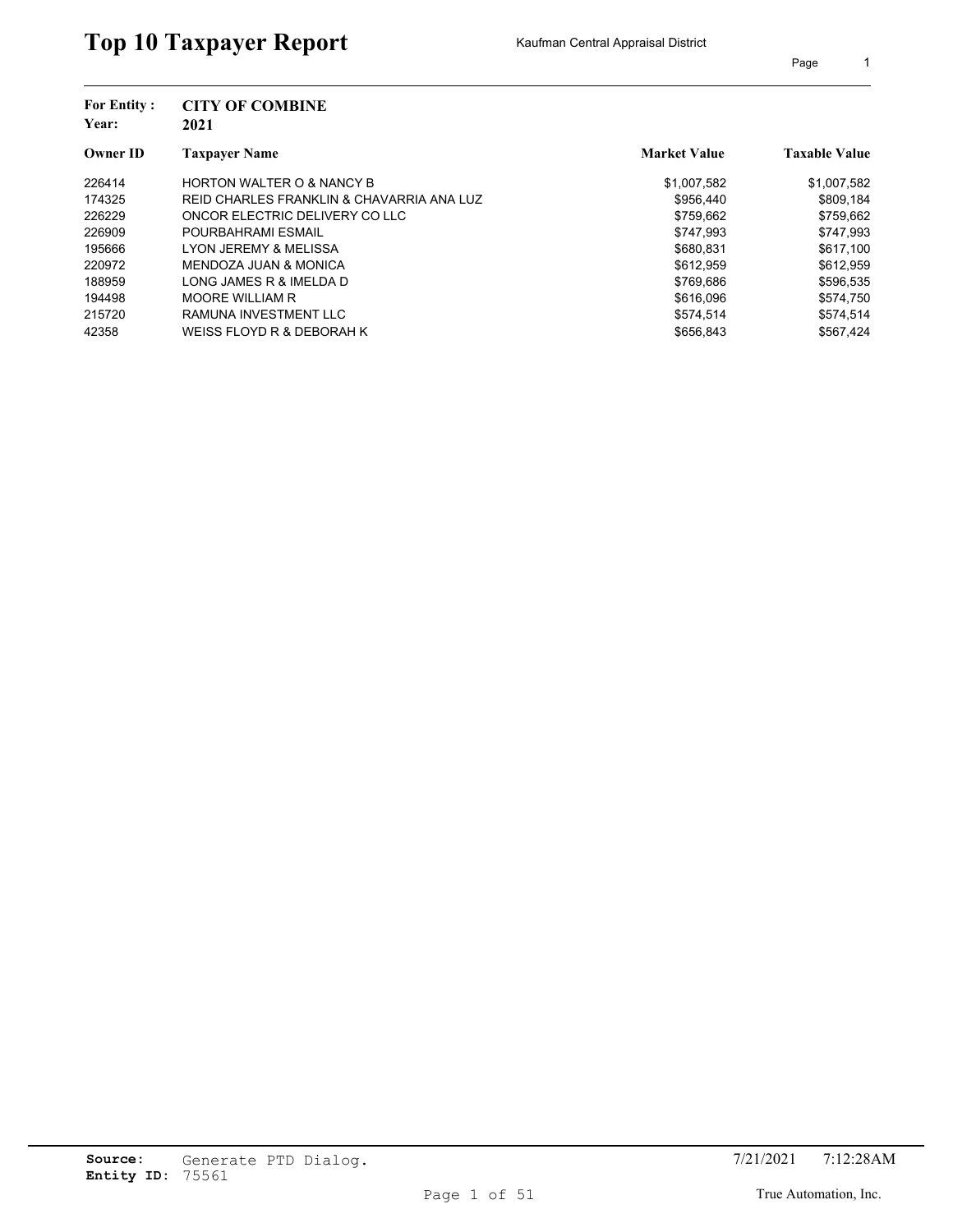# Top 10 Taxpayer Report

Kaufman Central Appraisal District

**For Entity :** **CITY OF COMBINE**
**Year:** **2021**

| Owner ID | Taxpayer Name | Market Value | Taxable Value |
|---|---|---|---|
| 226414 | HORTON WALTER O & NANCY B | $1,007,582 | $1,007,582 |
| 174325 | REID CHARLES FRANKLIN & CHAVARRIA ANA LUZ | $956,440 | $809,184 |
| 226229 | ONCOR ELECTRIC DELIVERY CO LLC | $759,662 | $759,662 |
| 226909 | POURBAHRAMI ESMAIL | $747,993 | $747,993 |
| 195666 | LYON JEREMY & MELISSA | $680,831 | $617,100 |
| 220972 | MENDOZA JUAN & MONICA | $612,959 | $612,959 |
| 188959 | LONG JAMES R & IMELDA D | $769,686 | $596,535 |
| 194498 | MOORE WILLIAM R | $616,096 | $574,750 |
| 215720 | RAMUNA INVESTMENT LLC | $574,514 | $574,514 |
| 42358 | WEISS FLOYD R & DEBORAH K | $656,843 | $567,424 |

**Source:** Generate PTD Dialog.
**Entity ID:** 75561

7/21/2021 7:12:28AM

True Automation, Inc.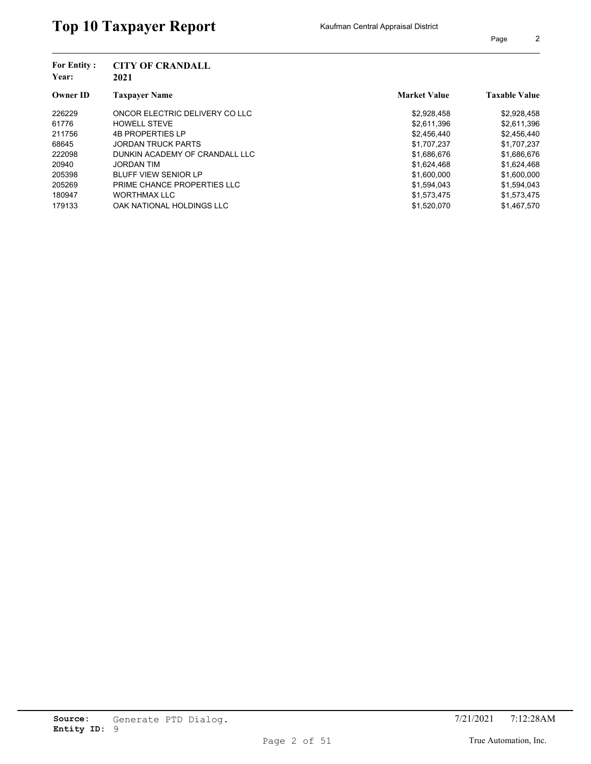# Top 10 Taxpayer Report

Kaufman Central Appraisal District

**For Entity :** CITY OF CRANDALL
**Year:** 2021

| Owner ID | Taxpayer Name | Market Value | Taxable Value |
|---|---|---|---|
| 226229 | ONCOR ELECTRIC DELIVERY CO LLC | $2,928,458 | $2,928,458 |
| 61776 | HOWELL STEVE | $2,611,396 | $2,611,396 |
| 211756 | 4B PROPERTIES LP | $2,456,440 | $2,456,440 |
| 68645 | JORDAN TRUCK PARTS | $1,707,237 | $1,707,237 |
| 222098 | DUNKIN ACADEMY OF CRANDALL LLC | $1,686,676 | $1,686,676 |
| 20940 | JORDAN TIM | $1,624,468 | $1,624,468 |
| 205398 | BLUFF VIEW SENIOR LP | $1,600,000 | $1,600,000 |
| 205269 | PRIME CHANCE PROPERTIES LLC | $1,594,043 | $1,594,043 |
| 180947 | WORTHMAX LLC | $1,573,475 | $1,573,475 |
| 179133 | OAK NATIONAL HOLDINGS LLC | $1,520,070 | $1,467,570 |

**Source:** Generate PTD Dialog.
**Entity ID:** 9

7/21/2021 7:12:28AM

True Automation, Inc.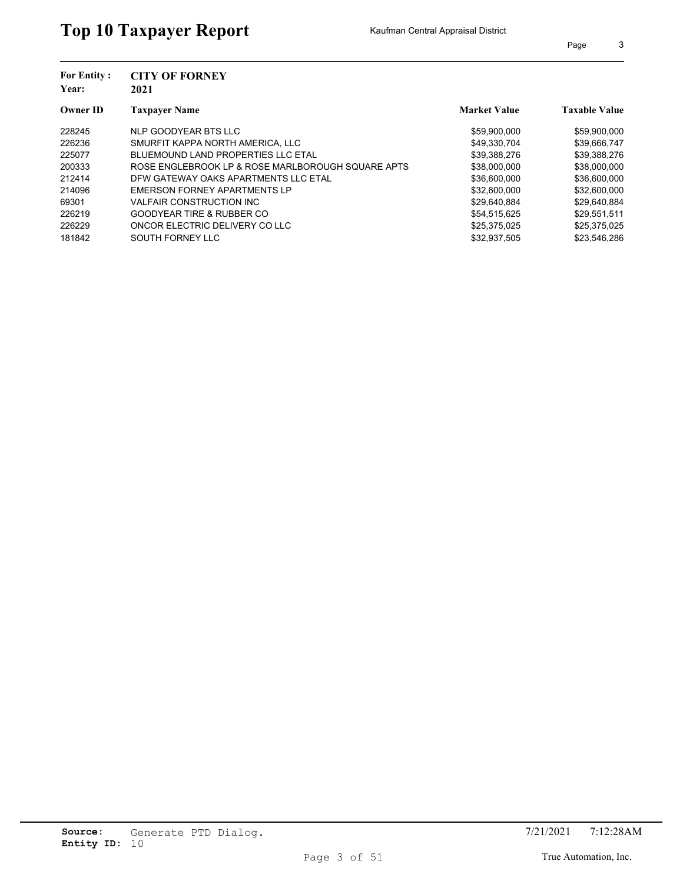# Top 10 Taxpayer Report

Kaufman Central Appraisal District

**For Entity :** **CITY OF FORNEY**
**Year:** **2021**

| Owner ID | Taxpayer Name | Market Value | Taxable Value |
|---|---|---|---|
| 228245 | NLP GOODYEAR BTS LLC | $59,900,000 | $59,900,000 |
| 226236 | SMURFIT KAPPA NORTH AMERICA, LLC | $49,330,704 | $39,666,747 |
| 225077 | BLUEMOUND LAND PROPERTIES LLC ETAL | $39,388,276 | $39,388,276 |
| 200333 | ROSE ENGLEBROOK LP & ROSE MARLBOROUGH SQUARE APTS | $38,000,000 | $38,000,000 |
| 212414 | DFW GATEWAY OAKS APARTMENTS LLC ETAL | $36,600,000 | $36,600,000 |
| 214096 | EMERSON FORNEY APARTMENTS LP | $32,600,000 | $32,600,000 |
| 69301 | VALFAIR CONSTRUCTION INC | $29,640,884 | $29,640,884 |
| 226219 | GOODYEAR TIRE & RUBBER CO | $54,515,625 | $29,551,511 |
| 226229 | ONCOR ELECTRIC DELIVERY CO LLC | $25,375,025 | $25,375,025 |
| 181842 | SOUTH FORNEY LLC | $32,937,505 | $23,546,286 |

**Source:** Generate PTD Dialog.
**Entity ID:** 10

7/21/2021 7:12:28AM

True Automation, Inc.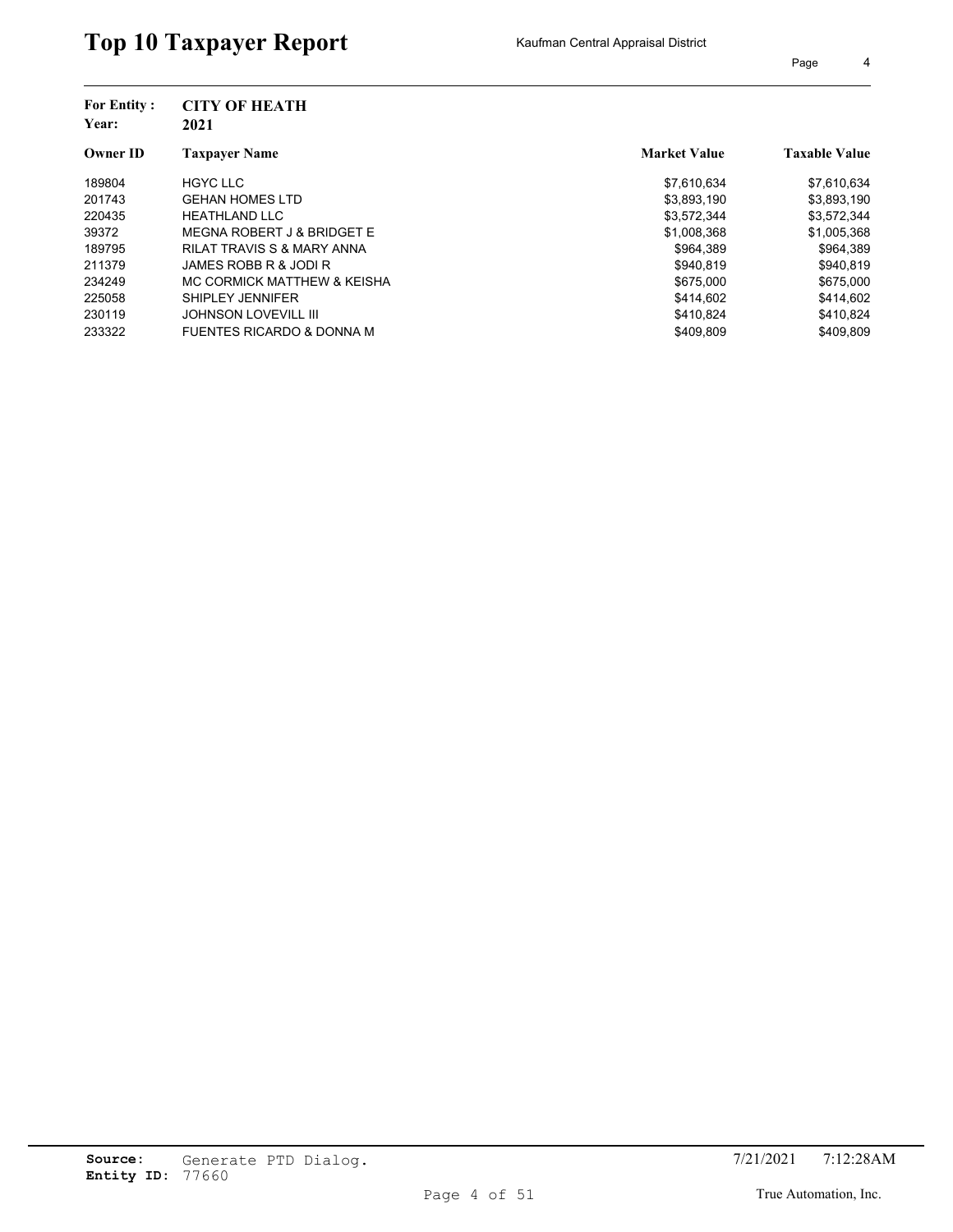# Top 10 Taxpayer Report

Kaufman Central Appraisal District

**For Entity :** CITY OF HEATH
**Year:** 2021

| Owner ID | Taxpayer Name | Market Value | Taxable Value |
|---|---|---|---|
| 189804 | HGYC LLC | $7,610,634 | $7,610,634 |
| 201743 | GEHAN HOMES LTD | $3,893,190 | $3,893,190 |
| 220435 | HEATHLAND LLC | $3,572,344 | $3,572,344 |
| 39372 | MEGNA ROBERT J & BRIDGET E | $1,008,368 | $1,005,368 |
| 189795 | RILAT TRAVIS S & MARY ANNA | $964,389 | $964,389 |
| 211379 | JAMES ROBB R & JODI R | $940,819 | $940,819 |
| 234249 | MC CORMICK MATTHEW & KEISHA | $675,000 | $675,000 |
| 225058 | SHIPLEY JENNIFER | $414,602 | $414,602 |
| 230119 | JOHNSON LOVEVILL III | $410,824 | $410,824 |
| 233322 | FUENTES RICARDO & DONNA M | $409,809 | $409,809 |

**Source:** Generate PTD Dialog.
**Entity ID:** 77660

7/21/2021 7:12:28AM

True Automation, Inc.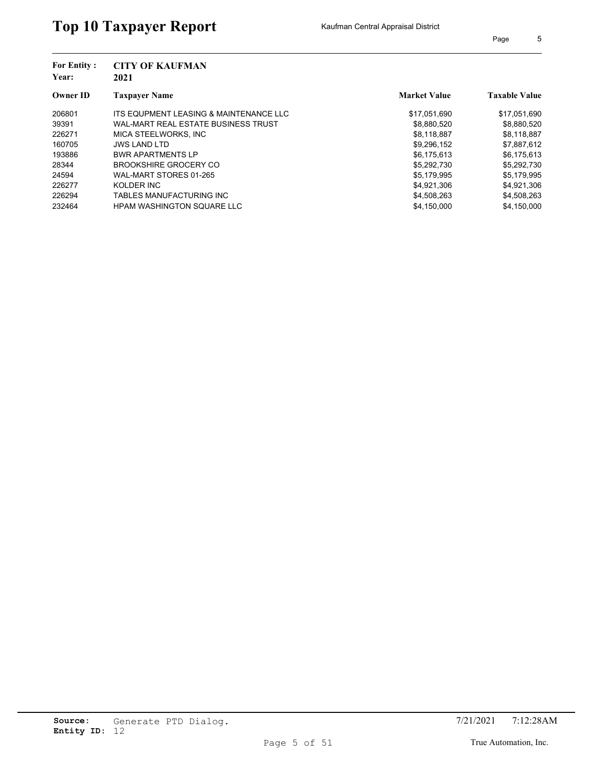# Top 10 Taxpayer Report

Kaufman Central Appraisal District

**For Entity :** CITY OF KAUFMAN
**Year:** 2021

| Owner ID | Taxpayer Name | Market Value | Taxable Value |
|---|---|---|---|
| 206801 | ITS EQUPMENT LEASING & MAINTENANCE LLC | $17,051,690 | $17,051,690 |
| 39391 | WAL-MART REAL ESTATE BUSINESS TRUST | $8,880,520 | $8,880,520 |
| 226271 | MICA STEELWORKS, INC | $8,118,887 | $8,118,887 |
| 160705 | JWS LAND LTD | $9,296,152 | $7,887,612 |
| 193886 | BWR APARTMENTS LP | $6,175,613 | $6,175,613 |
| 28344 | BROOKSHIRE GROCERY CO | $5,292,730 | $5,292,730 |
| 24594 | WAL-MART STORES 01-265 | $5,179,995 | $5,179,995 |
| 226277 | KOLDER INC | $4,921,306 | $4,921,306 |
| 226294 | TABLES MANUFACTURING INC | $4,508,263 | $4,508,263 |
| 232464 | HPAM WASHINGTON SQUARE LLC | $4,150,000 | $4,150,000 |

**Source:** Generate PTD Dialog.
**Entity ID:** 12

7/21/2021 7:12:28AM

True Automation, Inc.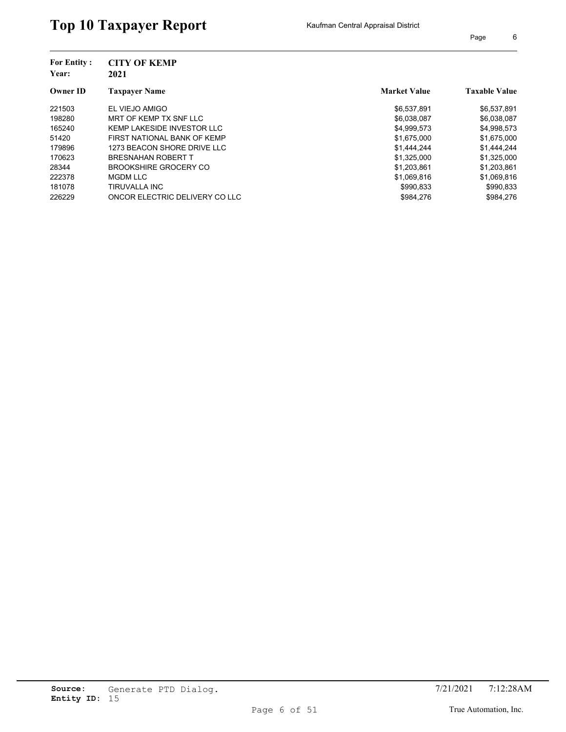# Top 10 Taxpayer Report

Kaufman Central Appraisal District

**For Entity :** CITY OF KEMP
**Year:** 2021

| Owner ID | Taxpayer Name | Market Value | Taxable Value |
|---|---|---|---|
| 221503 | EL VIEJO AMIGO | $6,537,891 | $6,537,891 |
| 198280 | MRT OF KEMP TX SNF LLC | $6,038,087 | $6,038,087 |
| 165240 | KEMP LAKESIDE INVESTOR LLC | $4,999,573 | $4,998,573 |
| 51420 | FIRST NATIONAL BANK OF KEMP | $1,675,000 | $1,675,000 |
| 179896 | 1273 BEACON SHORE DRIVE LLC | $1,444,244 | $1,444,244 |
| 170623 | BRESNAHAN ROBERT T | $1,325,000 | $1,325,000 |
| 28344 | BROOKSHIRE GROCERY CO | $1,203,861 | $1,203,861 |
| 222378 | MGDM LLC | $1,069,816 | $1,069,816 |
| 181078 | TIRUVALLA INC | $990,833 | $990,833 |
| 226229 | ONCOR ELECTRIC DELIVERY CO LLC | $984,276 | $984,276 |

**Source:** Generate PTD Dialog.
**Entity ID:** 15

7/21/2021 7:12:28AM

True Automation, Inc.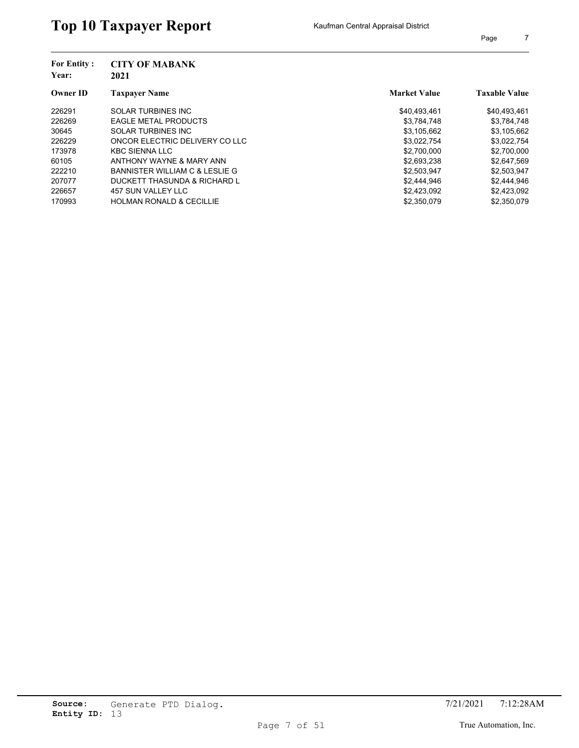# Top 10 Taxpayer Report

Kaufman Central Appraisal District

**For Entity :** **CITY OF MABANK**
**Year:** **2021**

| Owner ID | Taxpayer Name | Market Value | Taxable Value |
|---|---|---|---|
| 226291 | SOLAR TURBINES INC | $40,493,461 | $40,493,461 |
| 226269 | EAGLE METAL PRODUCTS | $3,784,748 | $3,784,748 |
| 30645 | SOLAR TURBINES INC | $3,105,662 | $3,105,662 |
| 226229 | ONCOR ELECTRIC DELIVERY CO LLC | $3,022,754 | $3,022,754 |
| 173978 | KBC SIENNA LLC | $2,700,000 | $2,700,000 |
| 60105 | ANTHONY WAYNE & MARY ANN | $2,693,238 | $2,647,569 |
| 222210 | BANNISTER WILLIAM C & LESLIE G | $2,503,947 | $2,503,947 |
| 207077 | DUCKETT THASUNDA & RICHARD L | $2,444,946 | $2,444,946 |
| 226657 | 457 SUN VALLEY LLC | $2,423,092 | $2,423,092 |
| 170993 | HOLMAN RONALD & CECILLIE | $2,350,079 | $2,350,079 |

**Source:** Generate PTD Dialog.
**Entity ID:** 13

7/21/2021 7:12:28AM

True Automation, Inc.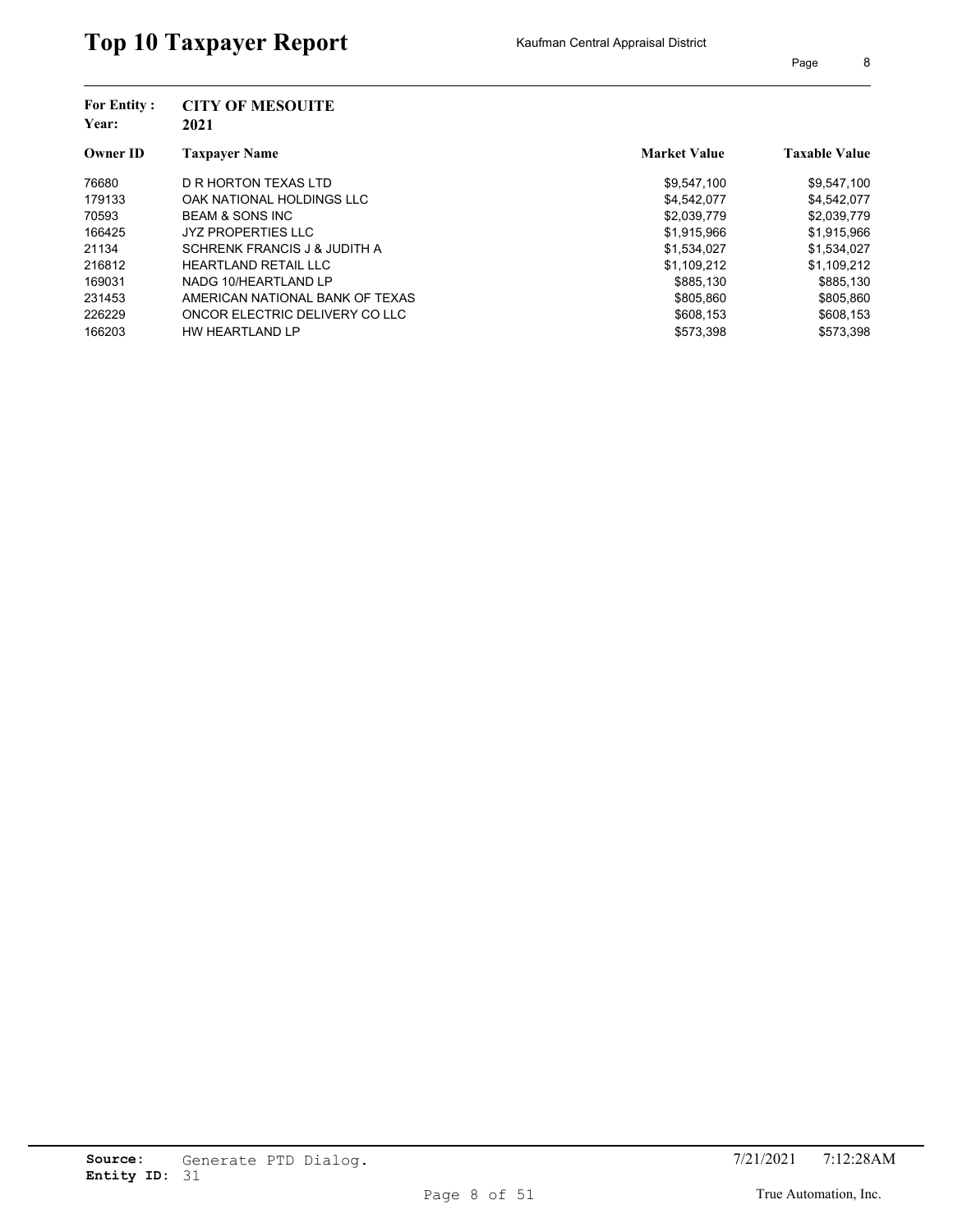# Top 10 Taxpayer Report

Kaufman Central Appraisal District

**For Entity :** **CITY OF MESOUITE**
**Year:** **2021**

| Owner ID | Taxpayer Name | Market Value | Taxable Value |
|---|---|---|---|
| 76680 | D R HORTON TEXAS LTD | $9,547,100 | $9,547,100 |
| 179133 | OAK NATIONAL HOLDINGS LLC | $4,542,077 | $4,542,077 |
| 70593 | BEAM & SONS INC | $2,039,779 | $2,039,779 |
| 166425 | JYZ PROPERTIES LLC | $1,915,966 | $1,915,966 |
| 21134 | SCHRENK FRANCIS J & JUDITH A | $1,534,027 | $1,534,027 |
| 216812 | HEARTLAND RETAIL LLC | $1,109,212 | $1,109,212 |
| 169031 | NADG 10/HEARTLAND LP | $885,130 | $885,130 |
| 231453 | AMERICAN NATIONAL BANK OF TEXAS | $805,860 | $805,860 |
| 226229 | ONCOR ELECTRIC DELIVERY CO LLC | $608,153 | $608,153 |
| 166203 | HW HEARTLAND LP | $573,398 | $573,398 |

**Source:** Generate PTD Dialog.
**Entity ID:** 31

7/21/2021 7:12:28AM

True Automation, Inc.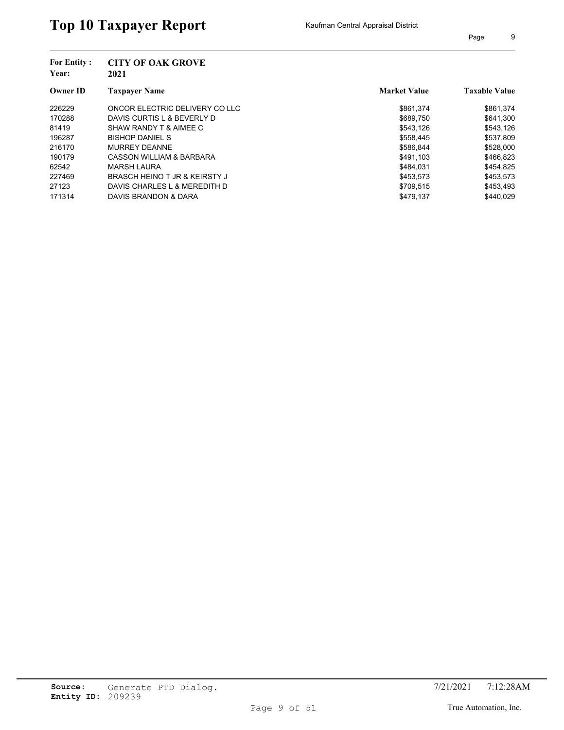# Top 10 Taxpayer Report

Kaufman Central Appraisal District

**For Entity :** **CITY OF OAK GROVE**
**Year:** **2021**

| Owner ID | Taxpayer Name | Market Value | Taxable Value |
|---|---|---|---|
| 226229 | ONCOR ELECTRIC DELIVERY CO LLC | $861,374 | $861,374 |
| 170288 | DAVIS CURTIS L & BEVERLY D | $689,750 | $641,300 |
| 81419 | SHAW RANDY T & AIMEE C | $543,126 | $543,126 |
| 196287 | BISHOP DANIEL S | $558,445 | $537,809 |
| 216170 | MURREY DEANNE | $586,844 | $528,000 |
| 190179 | CASSON WILLIAM & BARBARA | $491,103 | $466,823 |
| 62542 | MARSH LAURA | $484,031 | $454,825 |
| 227469 | BRASCH HEINO T JR & KEIRSTY J | $453,573 | $453,573 |
| 27123 | DAVIS CHARLES L & MEREDITH D | $709,515 | $453,493 |
| 171314 | DAVIS BRANDON & DARA | $479,137 | $440,029 |

**Source:** Generate PTD Dialog.
**Entity ID:** 209239

7/21/2021 7:12:28AM

True Automation, Inc.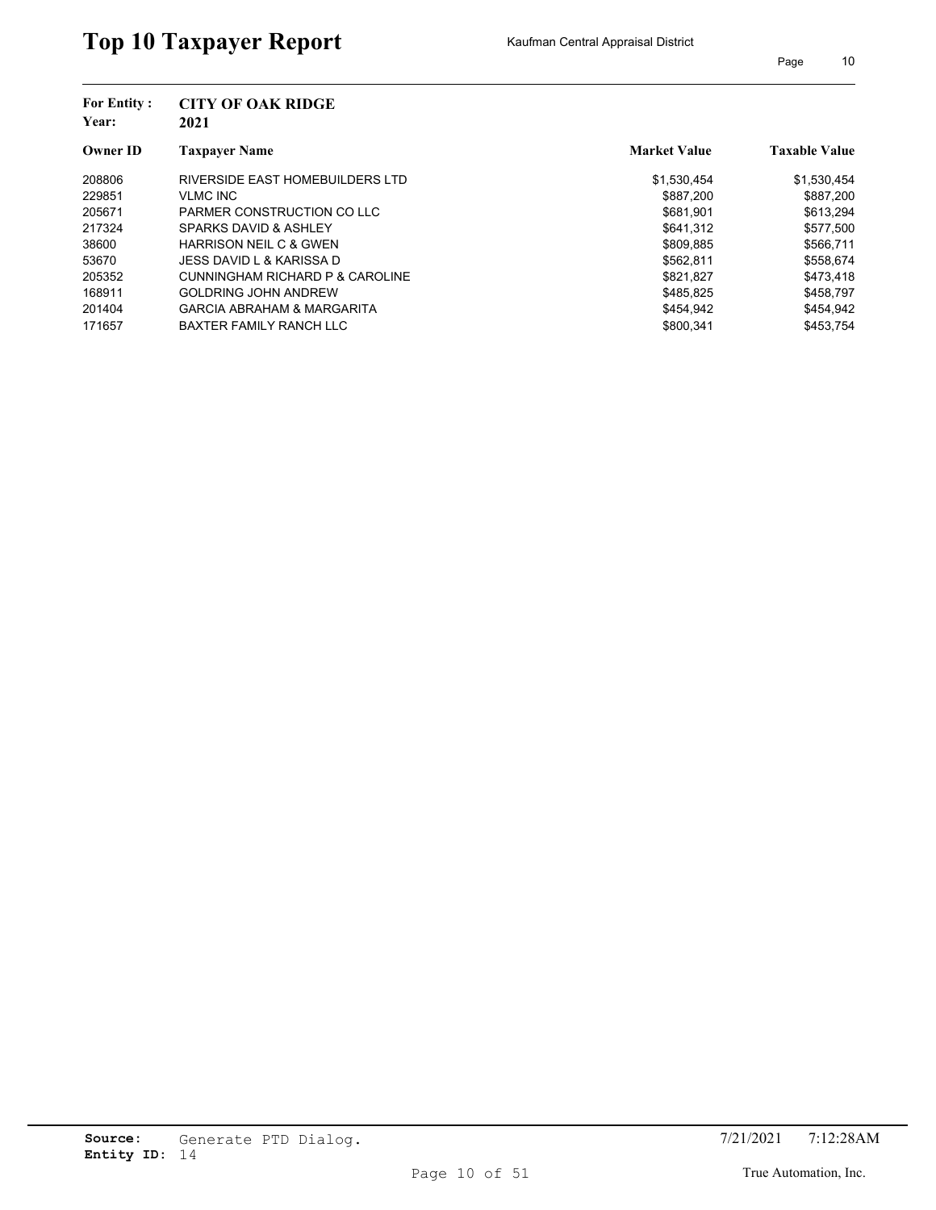# Top 10 Taxpayer Report

Kaufman Central Appraisal District

**For Entity :** CITY OF OAK RIDGE
**Year:** 2021

| Owner ID | Taxpayer Name | Market Value | Taxable Value |
|---|---|---|---|
| 208806 | RIVERSIDE EAST HOMEBUILDERS LTD | $1,530,454 | $1,530,454 |
| 229851 | VLMC INC | $887,200 | $887,200 |
| 205671 | PARMER CONSTRUCTION CO LLC | $681,901 | $613,294 |
| 217324 | SPARKS DAVID & ASHLEY | $641,312 | $577,500 |
| 38600 | HARRISON NEIL C & GWEN | $809,885 | $566,711 |
| 53670 | JESS DAVID L & KARISSA D | $562,811 | $558,674 |
| 205352 | CUNNINGHAM RICHARD P & CAROLINE | $821,827 | $473,418 |
| 168911 | GOLDRING JOHN ANDREW | $485,825 | $458,797 |
| 201404 | GARCIA ABRAHAM & MARGARITA | $454,942 | $454,942 |
| 171657 | BAXTER FAMILY RANCH LLC | $800,341 | $453,754 |

**Source:** Generate PTD Dialog.
**Entity ID:** 14

7/21/2021 7:12:28AM

True Automation, Inc.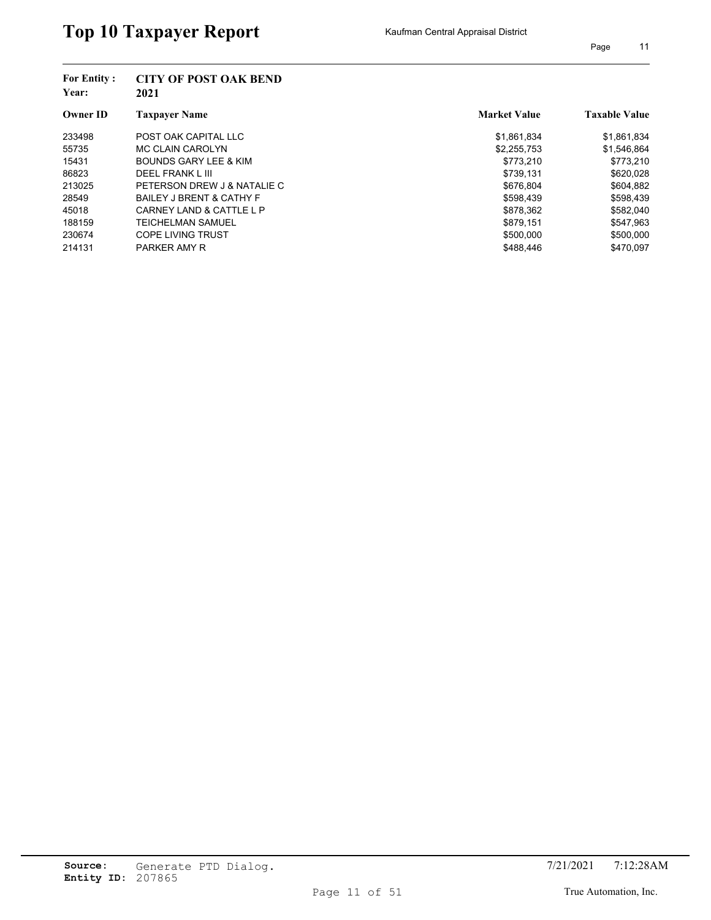# Top 10 Taxpayer Report

Kaufman Central Appraisal District

**For Entity :** **CITY OF POST OAK BEND**
**Year:** **2021**

| Owner ID | Taxpayer Name | Market Value | Taxable Value |
|---|---|---|---|
| 233498 | POST OAK CAPITAL LLC | $1,861,834 | $1,861,834 |
| 55735 | MC CLAIN CAROLYN | $2,255,753 | $1,546,864 |
| 15431 | BOUNDS GARY LEE & KIM | $773,210 | $773,210 |
| 86823 | DEEL FRANK L III | $739,131 | $620,028 |
| 213025 | PETERSON DREW J & NATALIE C | $676,804 | $604,882 |
| 28549 | BAILEY J BRENT & CATHY F | $598,439 | $598,439 |
| 45018 | CARNEY LAND & CATTLE L P | $878,362 | $582,040 |
| 188159 | TEICHELMAN SAMUEL | $879,151 | $547,963 |
| 230674 | COPE LIVING TRUST | $500,000 | $500,000 |
| 214131 | PARKER AMY R | $488,446 | $470,097 |

**Source:** Generate PTD Dialog.
**Entity ID:** 207865

7/21/2021 7:12:28AM

True Automation, Inc.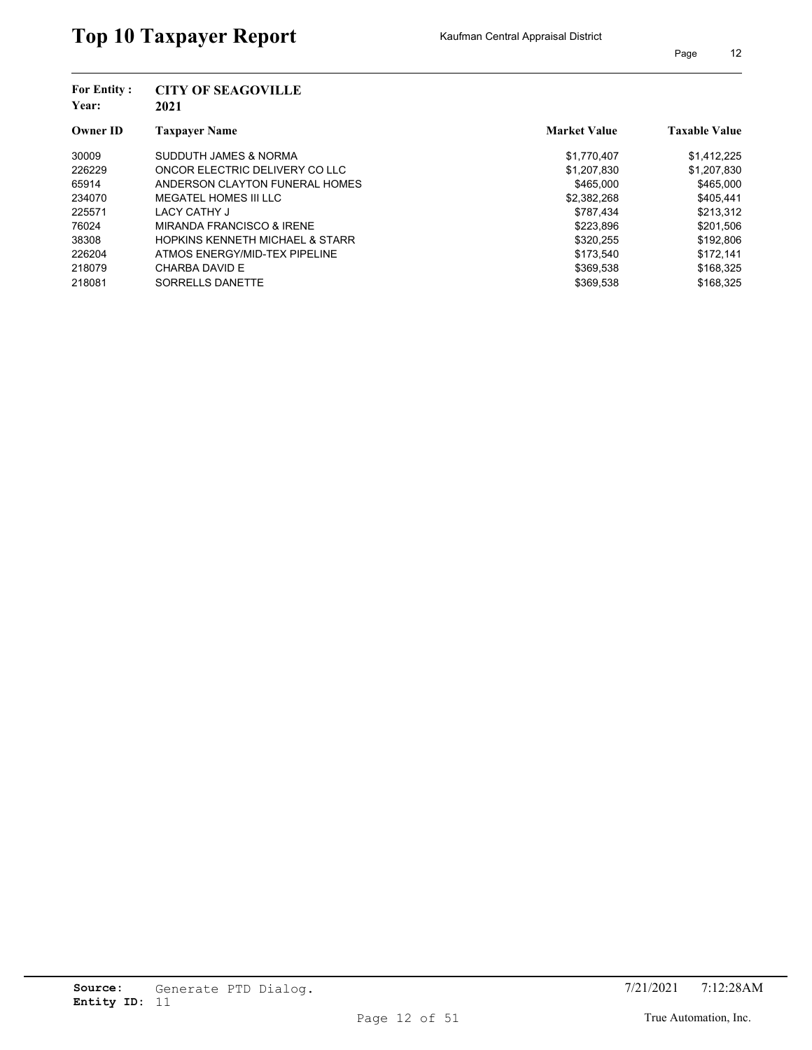# Top 10 Taxpayer Report

Kaufman Central Appraisal District

**For Entity :** CITY OF SEAGOVILLE
**Year:** 2021

| Owner ID | Taxpayer Name | Market Value | Taxable Value |
|---|---|---|---|
| 30009 | SUDDUTH JAMES & NORMA | $1,770,407 | $1,412,225 |
| 226229 | ONCOR ELECTRIC DELIVERY CO LLC | $1,207,830 | $1,207,830 |
| 65914 | ANDERSON CLAYTON FUNERAL HOMES | $465,000 | $465,000 |
| 234070 | MEGATEL HOMES III LLC | $2,382,268 | $405,441 |
| 225571 | LACY CATHY J | $787,434 | $213,312 |
| 76024 | MIRANDA FRANCISCO & IRENE | $223,896 | $201,506 |
| 38308 | HOPKINS KENNETH MICHAEL & STARR | $320,255 | $192,806 |
| 226204 | ATMOS ENERGY/MID-TEX PIPELINE | $173,540 | $172,141 |
| 218079 | CHARBA DAVID E | $369,538 | $168,325 |
| 218081 | SORRELLS DANETTE | $369,538 | $168,325 |

**Source:** Generate PTD Dialog.
**Entity ID:** 11

7/21/2021 7:12:28AM

True Automation, Inc.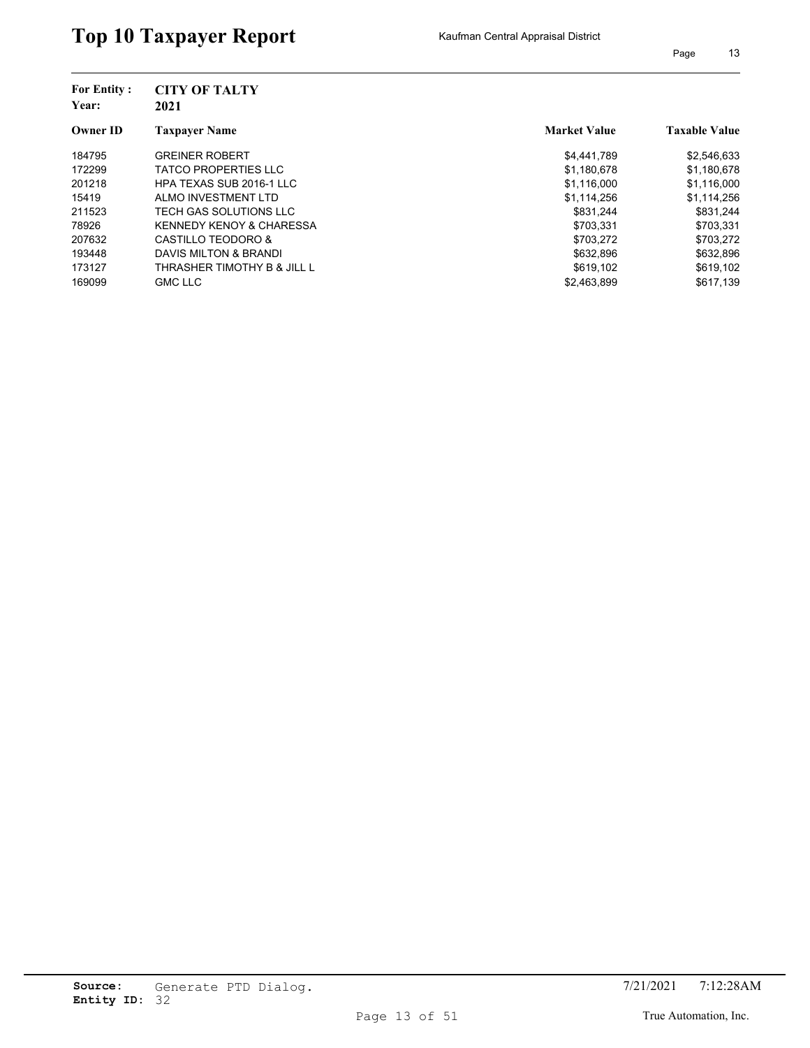# Top 10 Taxpayer Report

Kaufman Central Appraisal District

**For Entity :** CITY OF TALTY
**Year:** 2021

| Owner ID | Taxpayer Name | Market Value | Taxable Value |
|---|---|---|---|
| 184795 | GREINER ROBERT | $4,441,789 | $2,546,633 |
| 172299 | TATCO PROPERTIES LLC | $1,180,678 | $1,180,678 |
| 201218 | HPA TEXAS SUB 2016-1 LLC | $1,116,000 | $1,116,000 |
| 15419 | ALMO INVESTMENT LTD | $1,114,256 | $1,114,256 |
| 211523 | TECH GAS SOLUTIONS LLC | $831,244 | $831,244 |
| 78926 | KENNEDY KENOY & CHARESSA | $703,331 | $703,331 |
| 207632 | CASTILLO TEODORO & | $703,272 | $703,272 |
| 193448 | DAVIS MILTON & BRANDI | $632,896 | $632,896 |
| 173127 | THRASHER TIMOTHY B & JILL L | $619,102 | $619,102 |
| 169099 | GMC LLC | $2,463,899 | $617,139 |

**Source:** Generate PTD Dialog.
**Entity ID:** 32

7/21/2021 7:12:28AM

True Automation, Inc.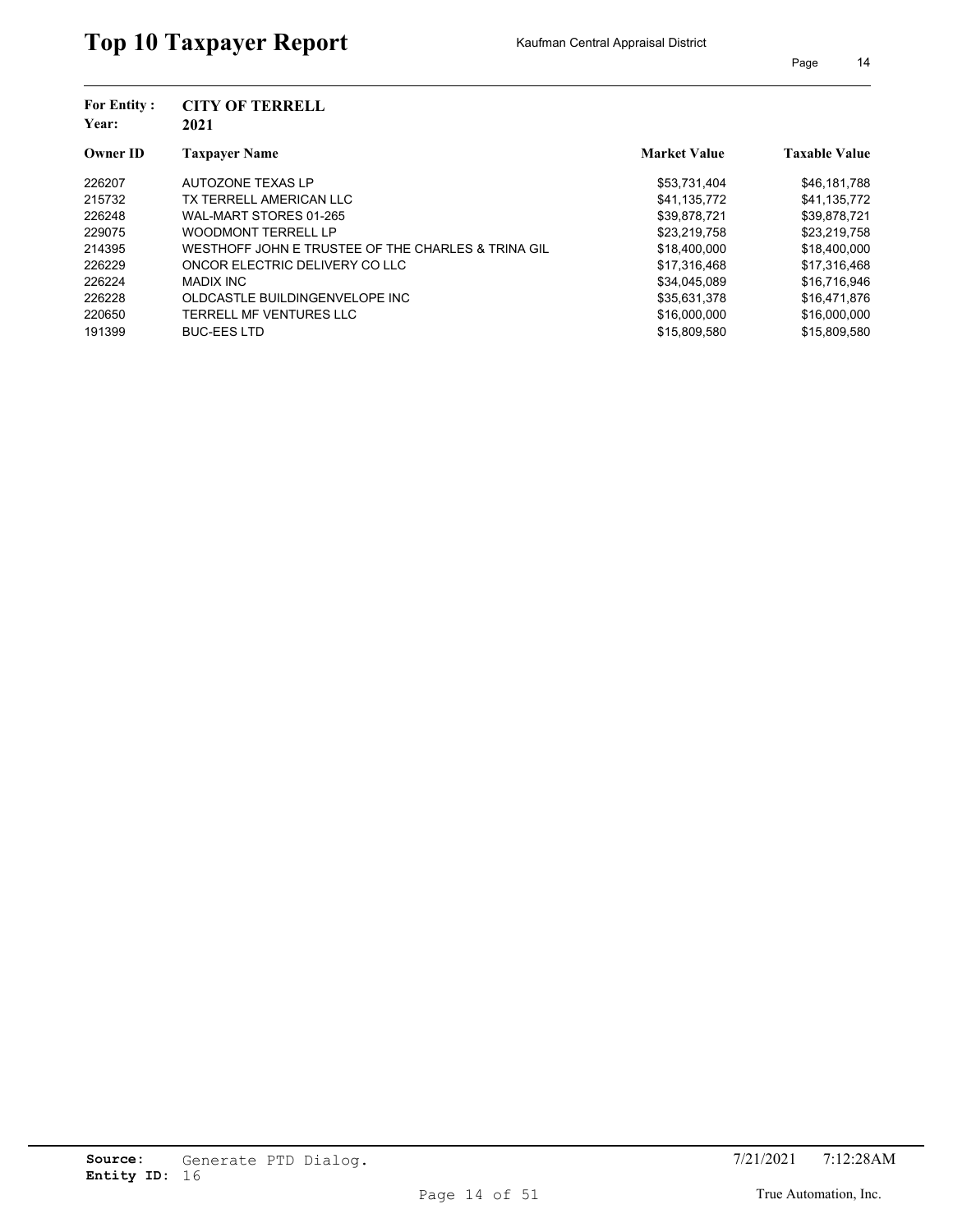# Top 10 Taxpayer Report

Kaufman Central Appraisal District

**For Entity :** **CITY OF TERRELL**
**Year:** **2021**

| Owner ID | Taxpayer Name | Market Value | Taxable Value |
|---|---|---|---|
| 226207 | AUTOZONE TEXAS LP | $53,731,404 | $46,181,788 |
| 215732 | TX TERRELL AMERICAN LLC | $41,135,772 | $41,135,772 |
| 226248 | WAL-MART STORES 01-265 | $39,878,721 | $39,878,721 |
| 229075 | WOODMONT TERRELL LP | $23,219,758 | $23,219,758 |
| 214395 | WESTHOFF JOHN E TRUSTEE OF THE CHARLES & TRINA GIL | $18,400,000 | $18,400,000 |
| 226229 | ONCOR ELECTRIC DELIVERY CO LLC | $17,316,468 | $17,316,468 |
| 226224 | MADIX INC | $34,045,089 | $16,716,946 |
| 226228 | OLDCASTLE BUILDINGENVELOPE INC | $35,631,378 | $16,471,876 |
| 220650 | TERRELL MF VENTURES LLC | $16,000,000 | $16,000,000 |
| 191399 | BUC-EES LTD | $15,809,580 | $15,809,580 |

**Source:** Generate PTD Dialog.
**Entity ID:** 16

7/21/2021 7:12:28AM

True Automation, Inc.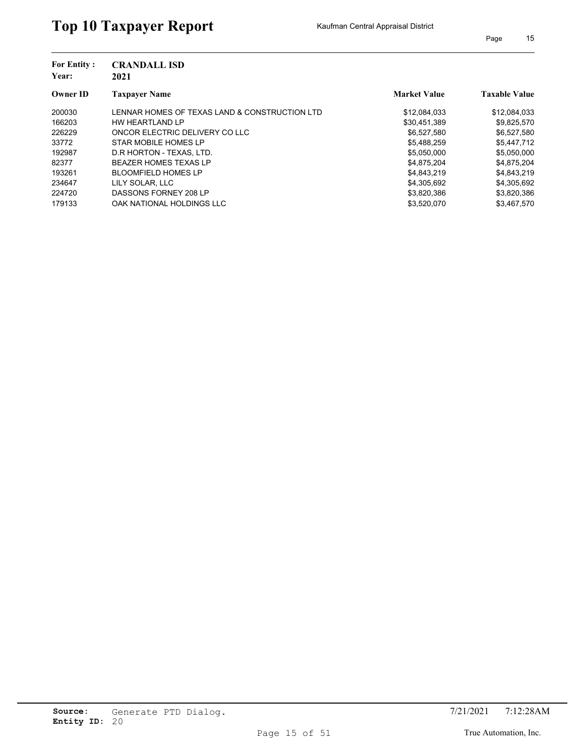# Top 10 Taxpayer Report

Kaufman Central Appraisal District

**For Entity :** **CRANDALL ISD**
**Year:** **2021**

| Owner ID | Taxpayer Name | Market Value | Taxable Value |
|---|---|---|---|
| 200030 | LENNAR HOMES OF TEXAS LAND & CONSTRUCTION LTD | $12,084,033 | $12,084,033 |
| 166203 | HW HEARTLAND LP | $30,451,389 | $9,825,570 |
| 226229 | ONCOR ELECTRIC DELIVERY CO LLC | $6,527,580 | $6,527,580 |
| 33772 | STAR MOBILE HOMES LP | $5,488,259 | $5,447,712 |
| 192987 | D.R HORTON - TEXAS, LTD. | $5,050,000 | $5,050,000 |
| 82377 | BEAZER HOMES TEXAS LP | $4,875,204 | $4,875,204 |
| 193261 | BLOOMFIELD HOMES LP | $4,843,219 | $4,843,219 |
| 234647 | LILY SOLAR, LLC | $4,305,692 | $4,305,692 |
| 224720 | DASSONS FORNEY 208 LP | $3,820,386 | $3,820,386 |
| 179133 | OAK NATIONAL HOLDINGS LLC | $3,520,070 | $3,467,570 |

**Source:** Generate PTD Dialog.
**Entity ID:** 20

7/21/2021 7:12:28AM

True Automation, Inc.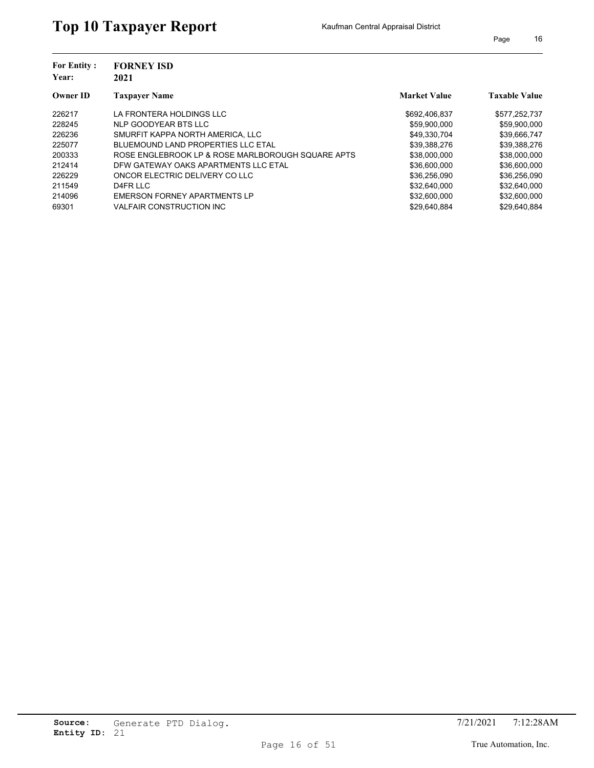# Top 10 Taxpayer Report

Kaufman Central Appraisal District

**For Entity :** **FORNEY ISD**
**Year:** **2021**

| Owner ID | Taxpayer Name | Market Value | Taxable Value |
|---|---|---|---|
| 226217 | LA FRONTERA HOLDINGS LLC | $692,406,837 | $577,252,737 |
| 228245 | NLP GOODYEAR BTS LLC | $59,900,000 | $59,900,000 |
| 226236 | SMURFIT KAPPA NORTH AMERICA, LLC | $49,330,704 | $39,666,747 |
| 225077 | BLUEMOUND LAND PROPERTIES LLC ETAL | $39,388,276 | $39,388,276 |
| 200333 | ROSE ENGLEBROOK LP & ROSE MARLBOROUGH SQUARE APTS | $38,000,000 | $38,000,000 |
| 212414 | DFW GATEWAY OAKS APARTMENTS LLC ETAL | $36,600,000 | $36,600,000 |
| 226229 | ONCOR ELECTRIC DELIVERY CO LLC | $36,256,090 | $36,256,090 |
| 211549 | D4FR LLC | $32,640,000 | $32,640,000 |
| 214096 | EMERSON FORNEY APARTMENTS LP | $32,600,000 | $32,600,000 |
| 69301 | VALFAIR CONSTRUCTION INC | $29,640,884 | $29,640,884 |

**Source:** Generate PTD Dialog.
**Entity ID:** 21

7/21/2021 7:12:28AM

True Automation, Inc.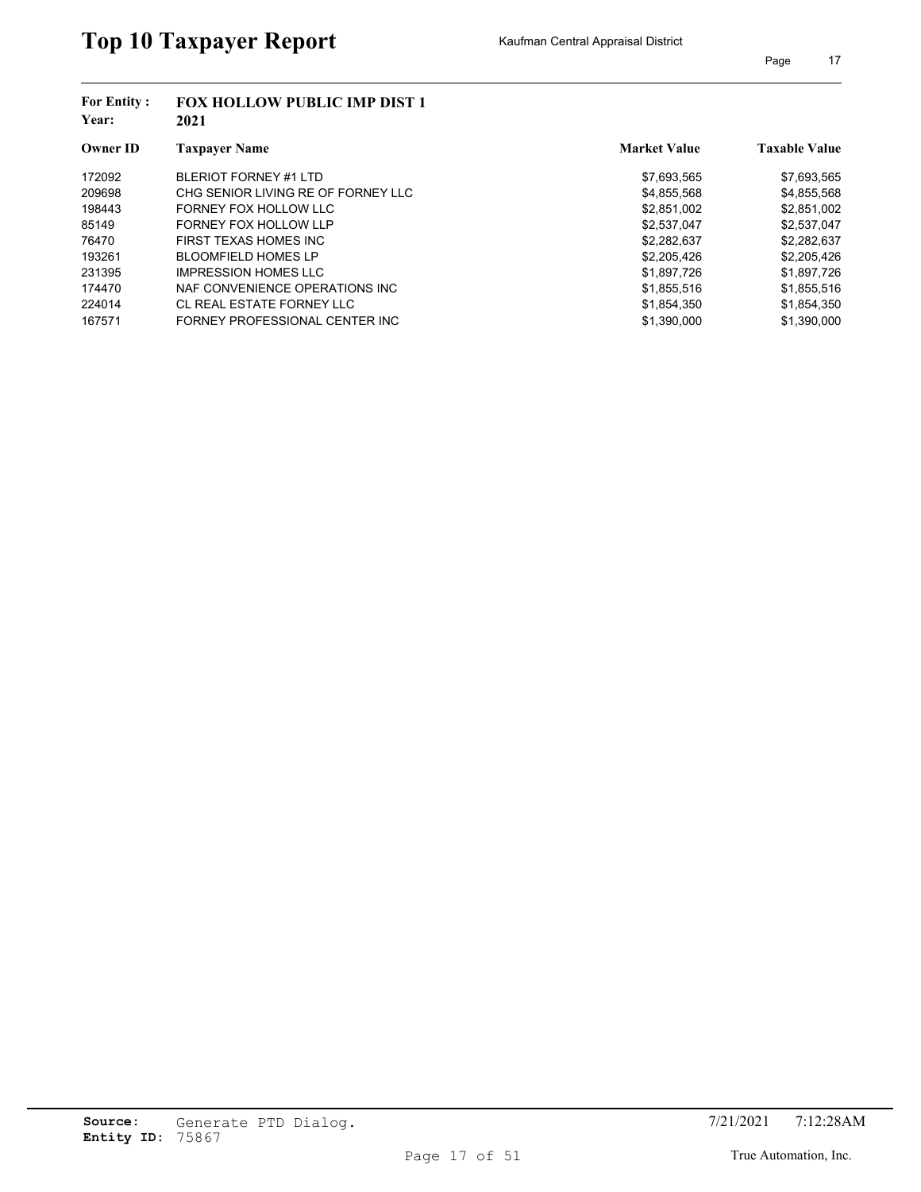# Top 10 Taxpayer Report

Kaufman Central Appraisal District

**For Entity :** **FOX HOLLOW PUBLIC IMP DIST 1**
**Year:** **2021**

| Owner ID | Taxpayer Name | Market Value | Taxable Value |
|---|---|---|---|
| 172092 | BLERIOT FORNEY #1 LTD | $7,693,565 | $7,693,565 |
| 209698 | CHG SENIOR LIVING RE OF FORNEY LLC | $4,855,568 | $4,855,568 |
| 198443 | FORNEY FOX HOLLOW LLC | $2,851,002 | $2,851,002 |
| 85149 | FORNEY FOX HOLLOW LLP | $2,537,047 | $2,537,047 |
| 76470 | FIRST TEXAS HOMES INC | $2,282,637 | $2,282,637 |
| 193261 | BLOOMFIELD HOMES LP | $2,205,426 | $2,205,426 |
| 231395 | IMPRESSION HOMES LLC | $1,897,726 | $1,897,726 |
| 174470 | NAF CONVENIENCE OPERATIONS INC | $1,855,516 | $1,855,516 |
| 224014 | CL REAL ESTATE FORNEY LLC | $1,854,350 | $1,854,350 |
| 167571 | FORNEY PROFESSIONAL CENTER INC | $1,390,000 | $1,390,000 |

**Source:** Generate PTD Dialog.
**Entity ID:** 75867

7/21/2021 7:12:28AM

True Automation, Inc.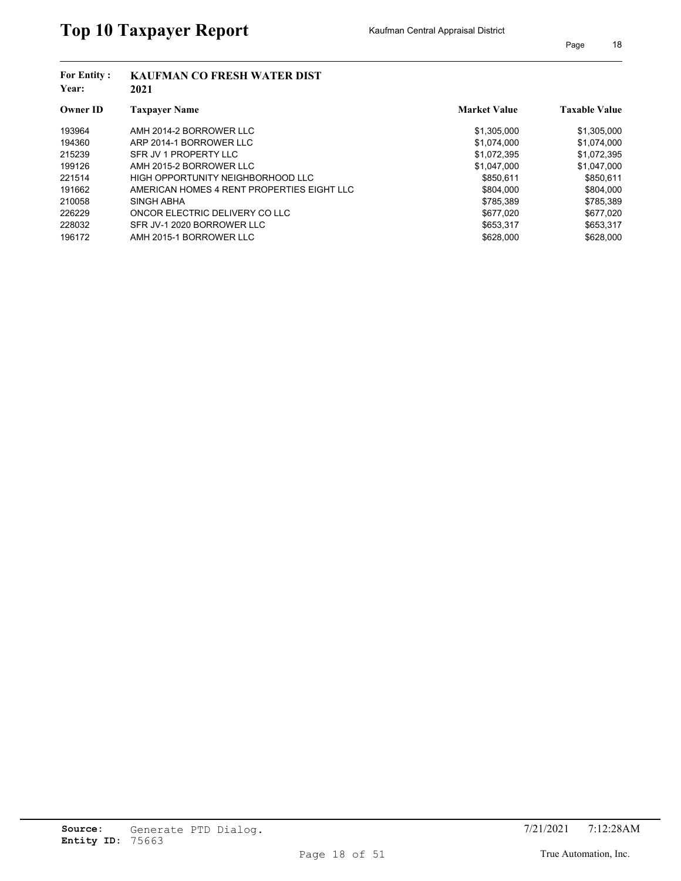# Top 10 Taxpayer Report

Kaufman Central Appraisal District

**For Entity :** KAUFMAN CO FRESH WATER DIST
**Year:** 2021

| Owner ID | Taxpayer Name | Market Value | Taxable Value |
|---|---|---|---|
| 193964 | AMH 2014-2 BORROWER LLC | $1,305,000 | $1,305,000 |
| 194360 | ARP 2014-1 BORROWER LLC | $1,074,000 | $1,074,000 |
| 215239 | SFR JV 1 PROPERTY LLC | $1,072,395 | $1,072,395 |
| 199126 | AMH 2015-2 BORROWER LLC | $1,047,000 | $1,047,000 |
| 221514 | HIGH OPPORTUNITY NEIGHBORHOOD LLC | $850,611 | $850,611 |
| 191662 | AMERICAN HOMES 4 RENT PROPERTIES EIGHT LLC | $804,000 | $804,000 |
| 210058 | SINGH ABHA | $785,389 | $785,389 |
| 226229 | ONCOR ELECTRIC DELIVERY CO LLC | $677,020 | $677,020 |
| 228032 | SFR JV-1 2020 BORROWER LLC | $653,317 | $653,317 |
| 196172 | AMH 2015-1 BORROWER LLC | $628,000 | $628,000 |

**Source:** Generate PTD Dialog.
**Entity ID:** 75663

7/21/2021 7:12:28AM

True Automation, Inc.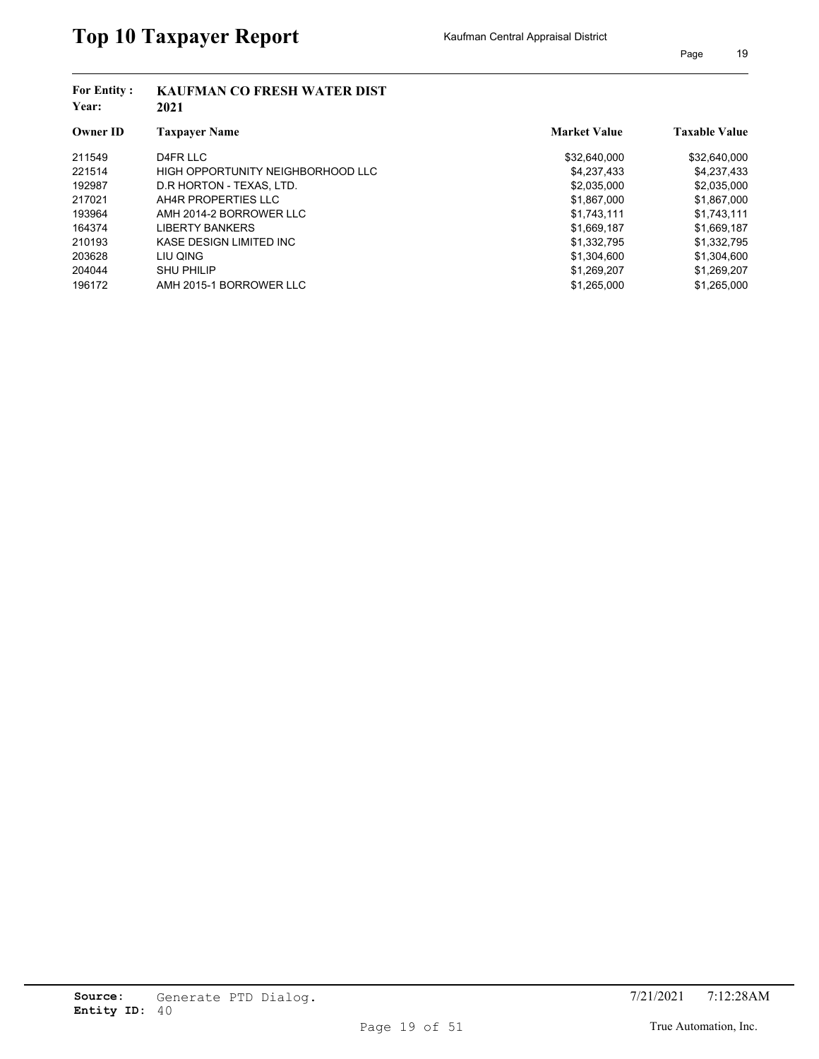# Top 10 Taxpayer Report

Kaufman Central Appraisal District

**For Entity :** KAUFMAN CO FRESH WATER DIST
**Year:** 2021

| Owner ID | Taxpayer Name | Market Value | Taxable Value |
|---|---|---|---|
| 211549 | D4FR LLC | $32,640,000 | $32,640,000 |
| 221514 | HIGH OPPORTUNITY NEIGHBORHOOD LLC | $4,237,433 | $4,237,433 |
| 192987 | D.R HORTON - TEXAS, LTD. | $2,035,000 | $2,035,000 |
| 217021 | AH4R PROPERTIES LLC | $1,867,000 | $1,867,000 |
| 193964 | AMH 2014-2 BORROWER LLC | $1,743,111 | $1,743,111 |
| 164374 | LIBERTY BANKERS | $1,669,187 | $1,669,187 |
| 210193 | KASE DESIGN LIMITED INC | $1,332,795 | $1,332,795 |
| 203628 | LIU QING | $1,304,600 | $1,304,600 |
| 204044 | SHU PHILIP | $1,269,207 | $1,269,207 |
| 196172 | AMH 2015-1 BORROWER LLC | $1,265,000 | $1,265,000 |

**Source:** Generate PTD Dialog.
**Entity ID:** 40

7/21/2021 7:12:28AM

True Automation, Inc.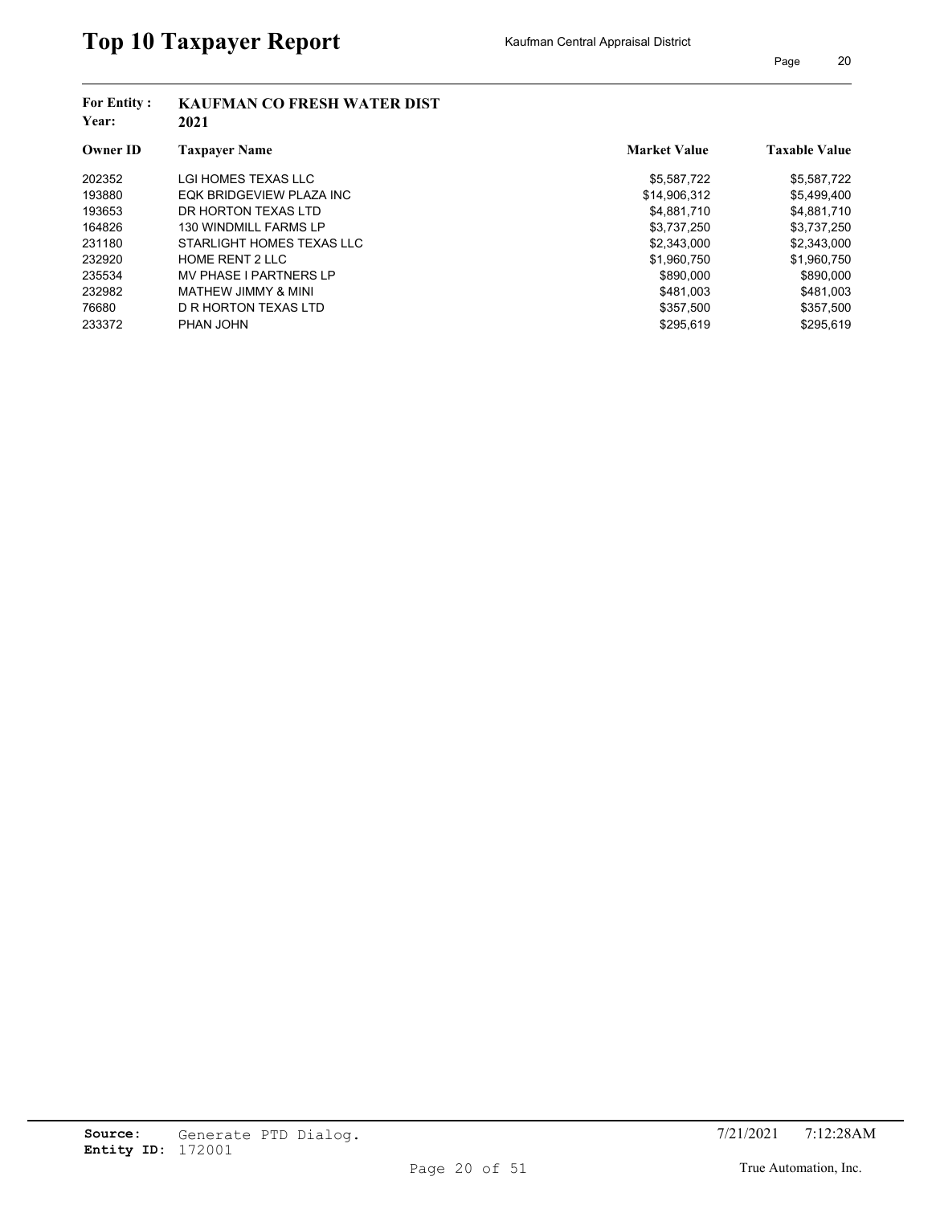# Top 10 Taxpayer Report

Kaufman Central Appraisal District

**For Entity :** KAUFMAN CO FRESH WATER DIST
**Year:** 2021

| Owner ID | Taxpayer Name | Market Value | Taxable Value |
|---|---|---|---|
| 202352 | LGI HOMES TEXAS LLC | $5,587,722 | $5,587,722 |
| 193880 | EQK BRIDGEVIEW PLAZA INC | $14,906,312 | $5,499,400 |
| 193653 | DR HORTON TEXAS LTD | $4,881,710 | $4,881,710 |
| 164826 | 130 WINDMILL FARMS LP | $3,737,250 | $3,737,250 |
| 231180 | STARLIGHT HOMES TEXAS LLC | $2,343,000 | $2,343,000 |
| 232920 | HOME RENT 2 LLC | $1,960,750 | $1,960,750 |
| 235534 | MV PHASE I PARTNERS LP | $890,000 | $890,000 |
| 232982 | MATHEW JIMMY & MINI | $481,003 | $481,003 |
| 76680 | D R HORTON TEXAS LTD | $357,500 | $357,500 |
| 233372 | PHAN JOHN | $295,619 | $295,619 |

**Source:** Generate PTD Dialog. 7/21/2021 7:12:28AM
**Entity ID:** 172001

True Automation, Inc.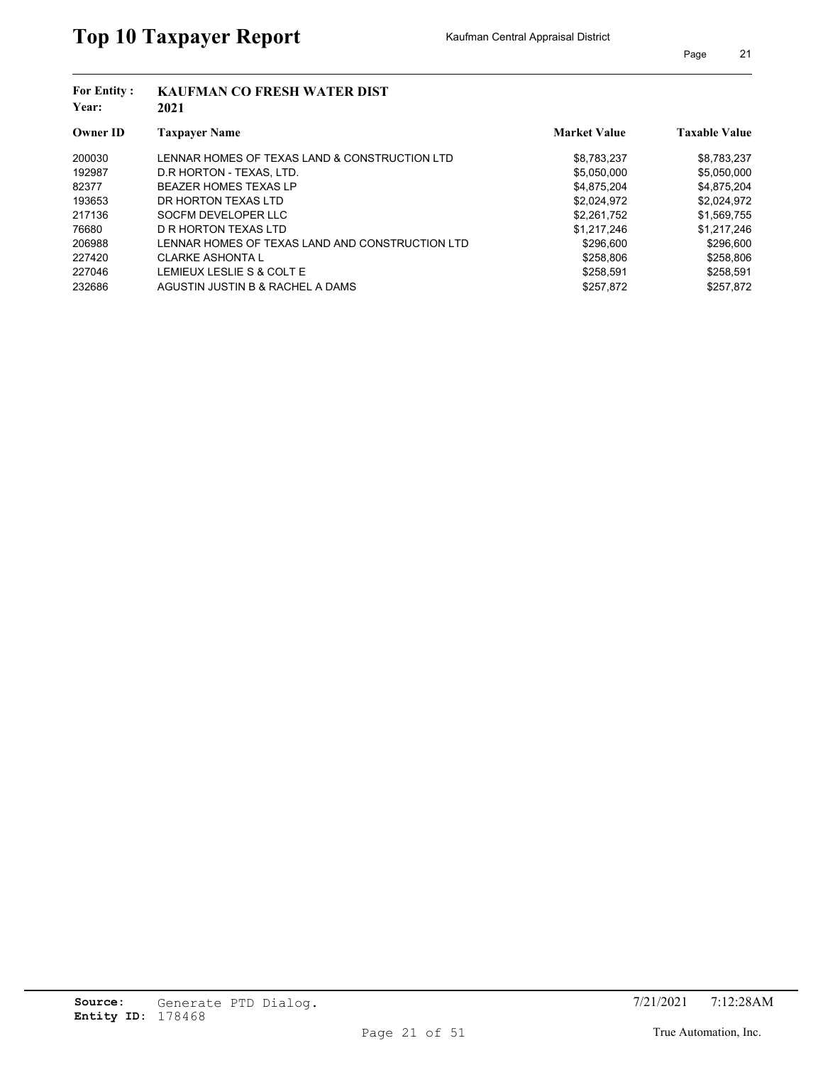# Top 10 Taxpayer Report

Kaufman Central Appraisal District

**For Entity :** KAUFMAN CO FRESH WATER DIST
**Year:** 2021

| Owner ID | Taxpayer Name | Market Value | Taxable Value |
|---|---|---|---|
| 200030 | LENNAR HOMES OF TEXAS LAND & CONSTRUCTION LTD | $8,783,237 | $8,783,237 |
| 192987 | D.R HORTON - TEXAS, LTD. | $5,050,000 | $5,050,000 |
| 82377 | BEAZER HOMES TEXAS LP | $4,875,204 | $4,875,204 |
| 193653 | DR HORTON TEXAS LTD | $2,024,972 | $2,024,972 |
| 217136 | SOCFM DEVELOPER LLC | $2,261,752 | $1,569,755 |
| 76680 | D R HORTON TEXAS LTD | $1,217,246 | $1,217,246 |
| 206988 | LENNAR HOMES OF TEXAS LAND AND CONSTRUCTION LTD | $296,600 | $296,600 |
| 227420 | CLARKE ASHONTA L | $258,806 | $258,806 |
| 227046 | LEMIEUX LESLIE S & COLT E | $258,591 | $258,591 |
| 232686 | AGUSTIN JUSTIN B & RACHEL A DAMS | $257,872 | $257,872 |

**Source:** Generate PTD Dialog.
**Entity ID:** 178468

7/21/2021 7:12:28AM

True Automation, Inc.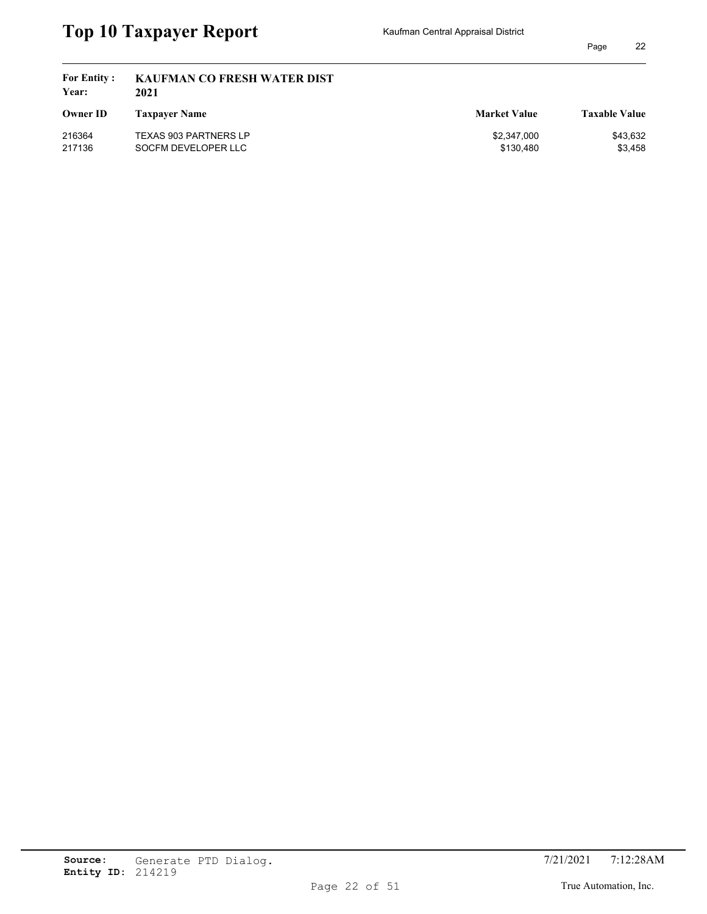# Top 10 Taxpayer Report

Kaufman Central Appraisal District

**For Entity :** KAUFMAN CO FRESH WATER DIST
**Year:** 2021

| Owner ID | Taxpayer Name | Market Value | Taxable Value |
|---|---|---|---|
| 216364 | TEXAS 903 PARTNERS LP | $2,347,000 | $43,632 |
| 217136 | SOCFM DEVELOPER LLC | $130,480 | $3,458 |

**Source:** Generate PTD Dialog.
**Entity ID:** 214219

7/21/2021 7:12:28AM

True Automation, Inc.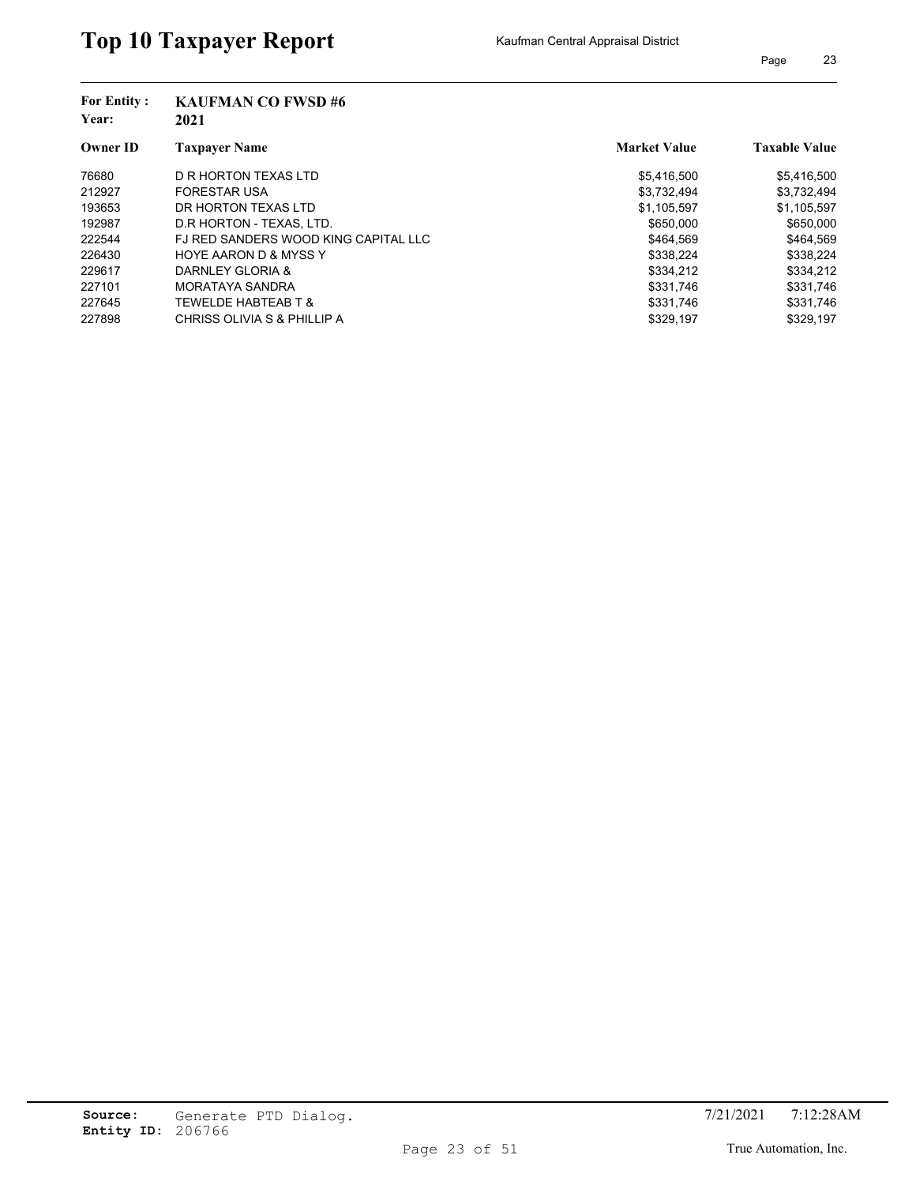# Top 10 Taxpayer Report

Kaufman Central Appraisal District

**For Entity :** KAUFMAN CO FWSD #6
**Year:** 2021

| Owner ID | Taxpayer Name | Market Value | Taxable Value |
|---|---|---|---|
| 76680 | D R HORTON TEXAS LTD | $5,416,500 | $5,416,500 |
| 212927 | FORESTAR USA | $3,732,494 | $3,732,494 |
| 193653 | DR HORTON TEXAS LTD | $1,105,597 | $1,105,597 |
| 192987 | D.R HORTON - TEXAS, LTD. | $650,000 | $650,000 |
| 222544 | FJ RED SANDERS WOOD KING CAPITAL LLC | $464,569 | $464,569 |
| 226430 | HOYE AARON D & MYSS Y | $338,224 | $338,224 |
| 229617 | DARNLEY GLORIA & | $334,212 | $334,212 |
| 227101 | MORATAYA SANDRA | $331,746 | $331,746 |
| 227645 | TEWELDE HABTEAB T & | $331,746 | $331,746 |
| 227898 | CHRISS OLIVIA S & PHILLIP A | $329,197 | $329,197 |

**Source:** Generate PTD Dialog.
**Entity ID:** 206766

7/21/2021 7:12:28AM

True Automation, Inc.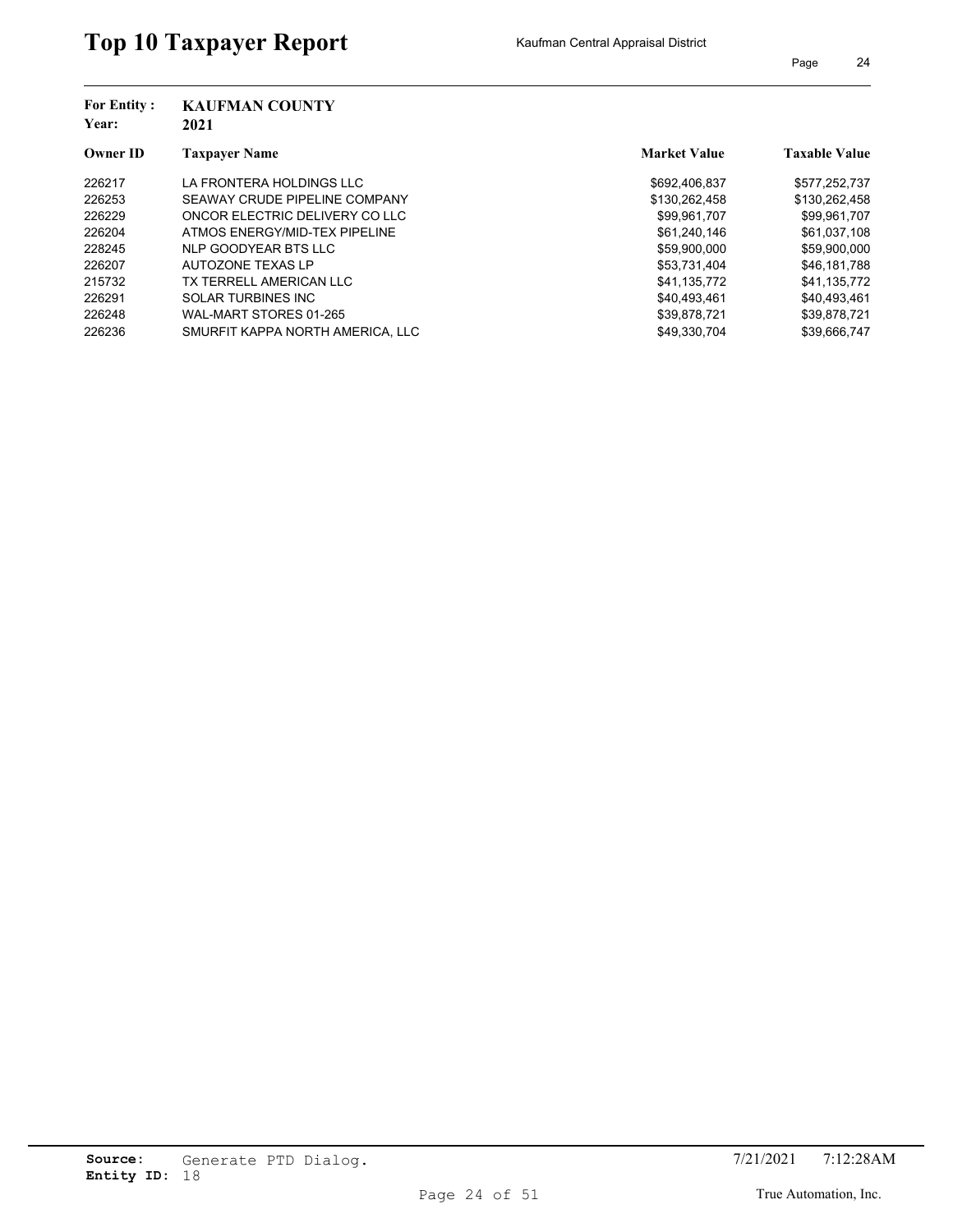# Top 10 Taxpayer Report

Kaufman Central Appraisal District

**For Entity :** KAUFMAN COUNTY
**Year:** 2021

| Owner ID | Taxpayer Name | Market Value | Taxable Value |
|---|---|---|---|
| 226217 | LA FRONTERA HOLDINGS LLC | $692,406,837 | $577,252,737 |
| 226253 | SEAWAY CRUDE PIPELINE COMPANY | $130,262,458 | $130,262,458 |
| 226229 | ONCOR ELECTRIC DELIVERY CO LLC | $99,961,707 | $99,961,707 |
| 226204 | ATMOS ENERGY/MID-TEX PIPELINE | $61,240,146 | $61,037,108 |
| 228245 | NLP GOODYEAR BTS LLC | $59,900,000 | $59,900,000 |
| 226207 | AUTOZONE TEXAS LP | $53,731,404 | $46,181,788 |
| 215732 | TX TERRELL AMERICAN LLC | $41,135,772 | $41,135,772 |
| 226291 | SOLAR TURBINES INC | $40,493,461 | $40,493,461 |
| 226248 | WAL-MART STORES 01-265 | $39,878,721 | $39,878,721 |
| 226236 | SMURFIT KAPPA NORTH AMERICA, LLC | $49,330,704 | $39,666,747 |

**Source:** Generate PTD Dialog.
**Entity ID:** 18

7/21/2021 7:12:28AM

True Automation, Inc.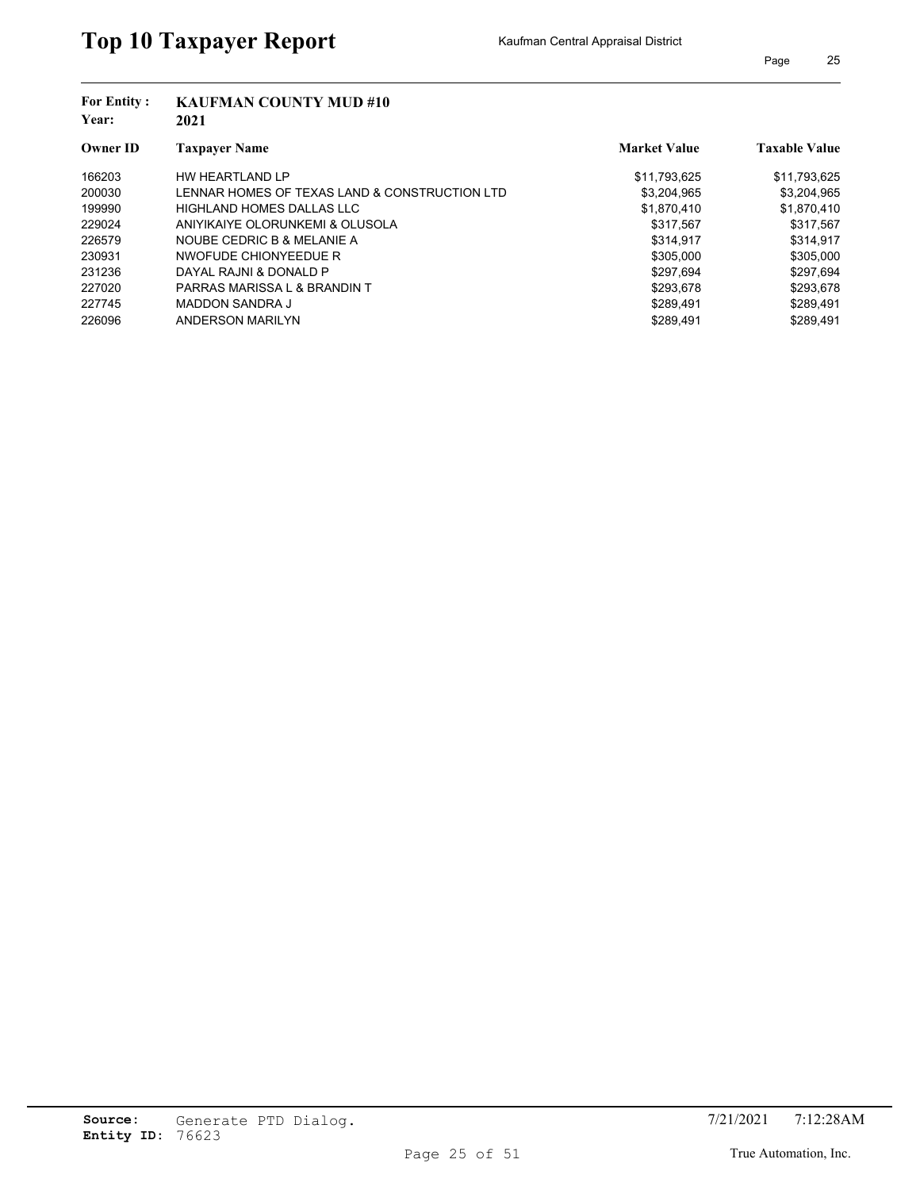# Top 10 Taxpayer Report

Kaufman Central Appraisal District

**For Entity :** KAUFMAN COUNTY MUD #10
**Year:** 2021

| Owner ID | Taxpayer Name | Market Value | Taxable Value |
|---|---|---|---|
| 166203 | HW HEARTLAND LP | $11,793,625 | $11,793,625 |
| 200030 | LENNAR HOMES OF TEXAS LAND & CONSTRUCTION LTD | $3,204,965 | $3,204,965 |
| 199990 | HIGHLAND HOMES DALLAS LLC | $1,870,410 | $1,870,410 |
| 229024 | ANIYIKAIYE OLORUNKEMI & OLUSOLA | $317,567 | $317,567 |
| 226579 | NOUBE CEDRIC B & MELANIE A | $314,917 | $314,917 |
| 230931 | NWOFUDE CHIONYEEDUE R | $305,000 | $305,000 |
| 231236 | DAYAL RAJNI & DONALD P | $297,694 | $297,694 |
| 227020 | PARRAS MARISSA L & BRANDIN T | $293,678 | $293,678 |
| 227745 | MADDON SANDRA J | $289,491 | $289,491 |
| 226096 | ANDERSON MARILYN | $289,491 | $289,491 |

**Source:** Generate PTD Dialog.
**Entity ID:** 76623

7/21/2021 7:12:28AM

True Automation, Inc.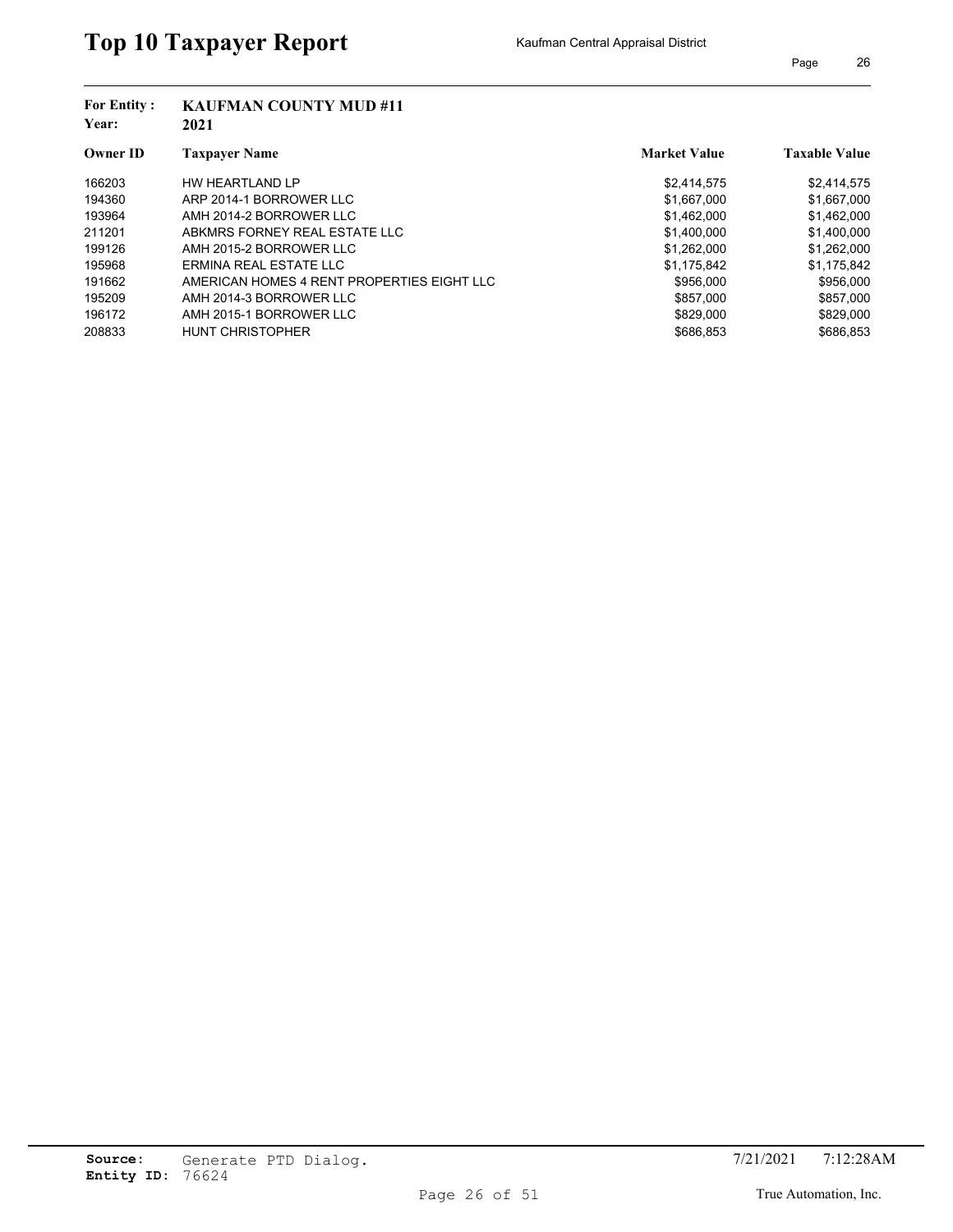# Top 10 Taxpayer Report

Kaufman Central Appraisal District

**For Entity :** KAUFMAN COUNTY MUD #11
**Year:** 2021

| Owner ID | Taxpayer Name | Market Value | Taxable Value |
|---|---|---|---|
| 166203 | HW HEARTLAND LP | $2,414,575 | $2,414,575 |
| 194360 | ARP 2014-1 BORROWER LLC | $1,667,000 | $1,667,000 |
| 193964 | AMH 2014-2 BORROWER LLC | $1,462,000 | $1,462,000 |
| 211201 | ABKMRS FORNEY REAL ESTATE LLC | $1,400,000 | $1,400,000 |
| 199126 | AMH 2015-2 BORROWER LLC | $1,262,000 | $1,262,000 |
| 195968 | ERMINA REAL ESTATE LLC | $1,175,842 | $1,175,842 |
| 191662 | AMERICAN HOMES 4 RENT PROPERTIES EIGHT LLC | $956,000 | $956,000 |
| 195209 | AMH 2014-3 BORROWER LLC | $857,000 | $857,000 |
| 196172 | AMH 2015-1 BORROWER LLC | $829,000 | $829,000 |
| 208833 | HUNT CHRISTOPHER | $686,853 | $686,853 |

**Source:** Generate PTD Dialog.
**Entity ID:** 76624

7/21/2021 7:12:28AM

True Automation, Inc.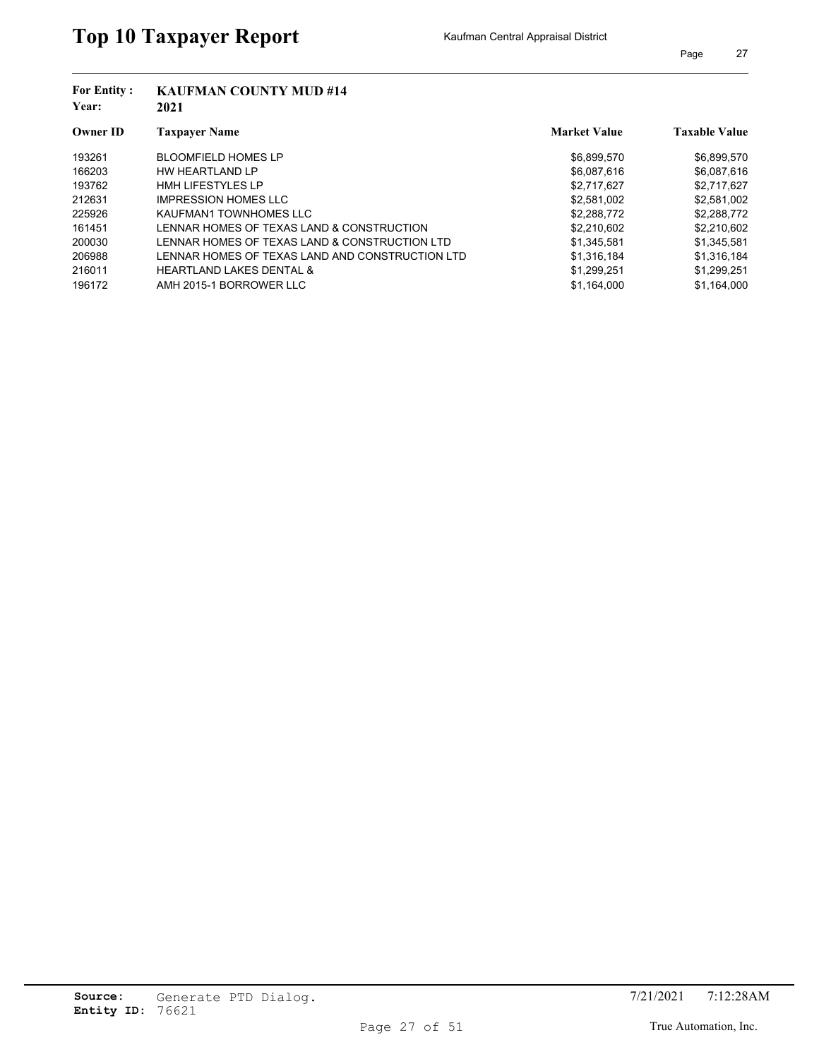# Top 10 Taxpayer Report

Kaufman Central Appraisal District

**For Entity :** KAUFMAN COUNTY MUD #14
**Year:** 2021

| Owner ID | Taxpayer Name | Market Value | Taxable Value |
|---|---|---|---|
| 193261 | BLOOMFIELD HOMES LP | $6,899,570 | $6,899,570 |
| 166203 | HW HEARTLAND LP | $6,087,616 | $6,087,616 |
| 193762 | HMH LIFESTYLES LP | $2,717,627 | $2,717,627 |
| 212631 | IMPRESSION HOMES LLC | $2,581,002 | $2,581,002 |
| 225926 | KAUFMAN1 TOWNHOMES LLC | $2,288,772 | $2,288,772 |
| 161451 | LENNAR HOMES OF TEXAS LAND & CONSTRUCTION | $2,210,602 | $2,210,602 |
| 200030 | LENNAR HOMES OF TEXAS LAND & CONSTRUCTION LTD | $1,345,581 | $1,345,581 |
| 206988 | LENNAR HOMES OF TEXAS LAND AND CONSTRUCTION LTD | $1,316,184 | $1,316,184 |
| 216011 | HEARTLAND LAKES DENTAL & | $1,299,251 | $1,299,251 |
| 196172 | AMH 2015-1 BORROWER LLC | $1,164,000 | $1,164,000 |

**Source:** Generate PTD Dialog.
**Entity ID:** 76621

7/21/2021 7:12:28AM

True Automation, Inc.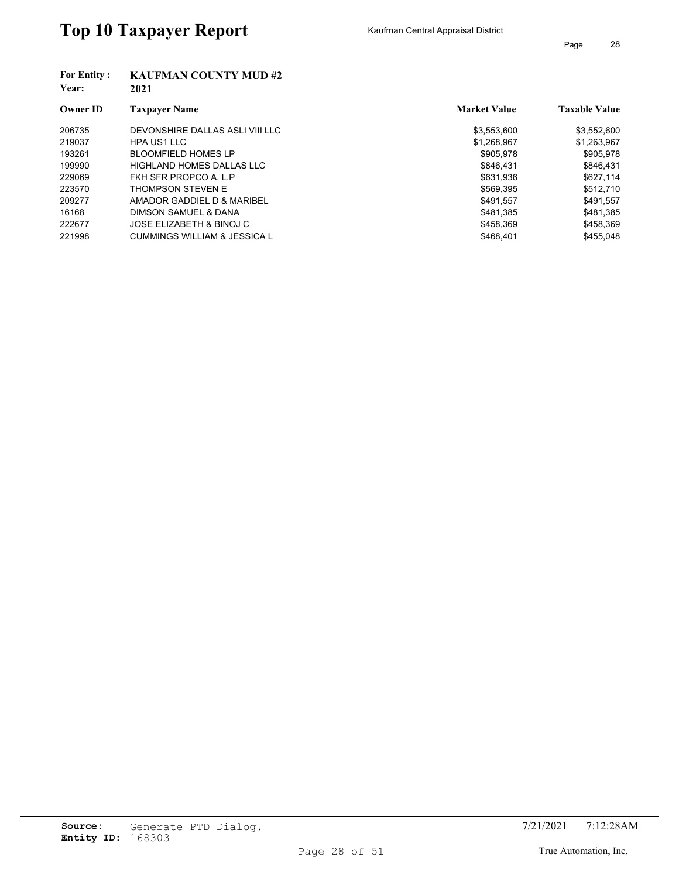# Top 10 Taxpayer Report

Kaufman Central Appraisal District

**For Entity :** KAUFMAN COUNTY MUD #2
**Year:** 2021

| Owner ID | Taxpayer Name | Market Value | Taxable Value |
|---|---|---|---|
| 206735 | DEVONSHIRE DALLAS ASLI VIII LLC | $3,553,600 | $3,552,600 |
| 219037 | HPA US1 LLC | $1,268,967 | $1,263,967 |
| 193261 | BLOOMFIELD HOMES LP | $905,978 | $905,978 |
| 199990 | HIGHLAND HOMES DALLAS LLC | $846,431 | $846,431 |
| 229069 | FKH SFR PROPCO A, L.P | $631,936 | $627,114 |
| 223570 | THOMPSON STEVEN E | $569,395 | $512,710 |
| 209277 | AMADOR GADDIEL D & MARIBEL | $491,557 | $491,557 |
| 16168 | DIMSON SAMUEL & DANA | $481,385 | $481,385 |
| 222677 | JOSE ELIZABETH & BINOJ C | $458,369 | $458,369 |
| 221998 | CUMMINGS WILLIAM & JESSICA L | $468,401 | $455,048 |

**Source:** Generate PTD Dialog.
**Entity ID:** 168303

7/21/2021 7:12:28AM

True Automation, Inc.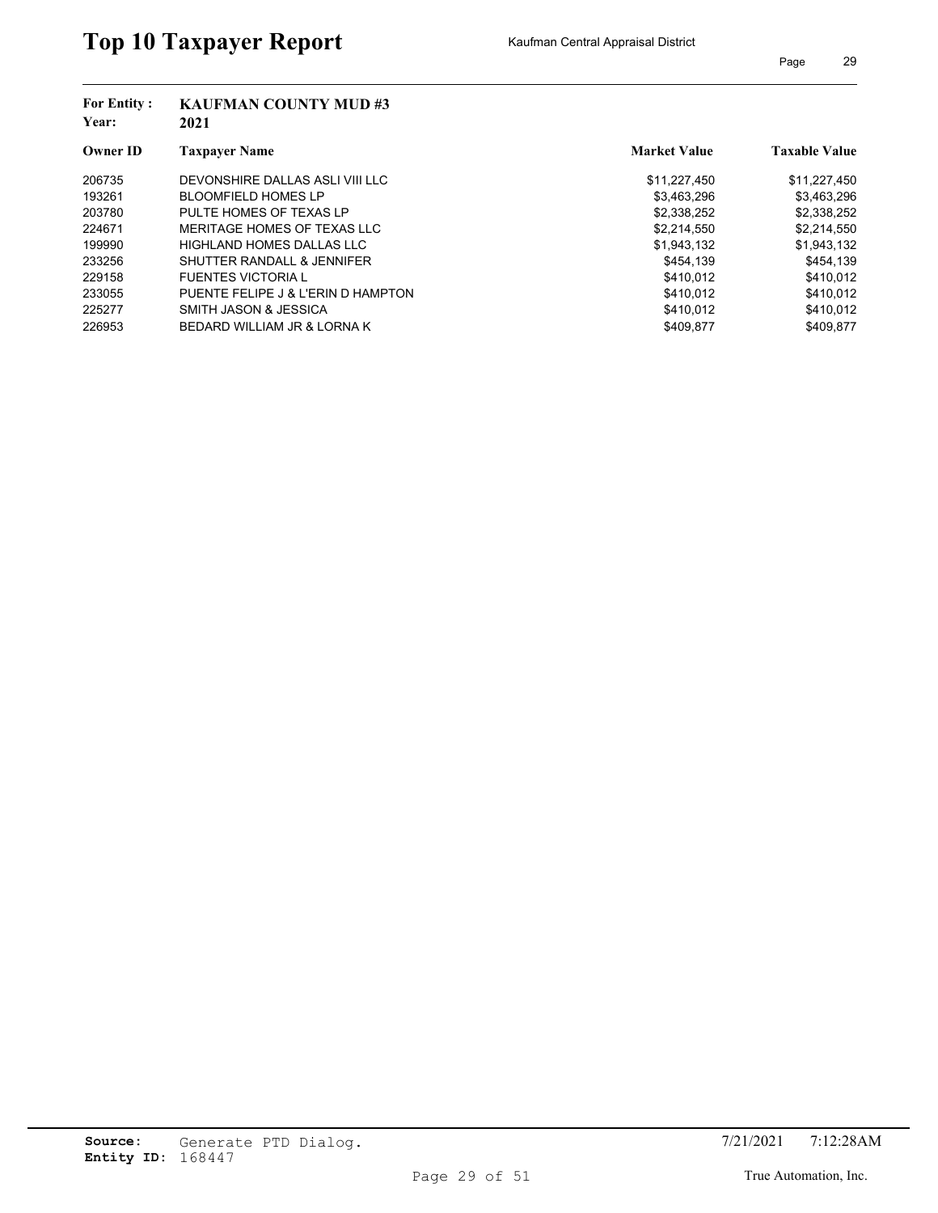# Top 10 Taxpayer Report

Kaufman Central Appraisal District

**For Entity :** KAUFMAN COUNTY MUD #3
**Year:** 2021

| Owner ID | Taxpayer Name | Market Value | Taxable Value |
|---|---|---|---|
| 206735 | DEVONSHIRE DALLAS ASLI VIII LLC | $11,227,450 | $11,227,450 |
| 193261 | BLOOMFIELD HOMES LP | $3,463,296 | $3,463,296 |
| 203780 | PULTE HOMES OF TEXAS LP | $2,338,252 | $2,338,252 |
| 224671 | MERITAGE HOMES OF TEXAS LLC | $2,214,550 | $2,214,550 |
| 199990 | HIGHLAND HOMES DALLAS LLC | $1,943,132 | $1,943,132 |
| 233256 | SHUTTER RANDALL & JENNIFER | $454,139 | $454,139 |
| 229158 | FUENTES VICTORIA L | $410,012 | $410,012 |
| 233055 | PUENTE FELIPE J & L'ERIN D HAMPTON | $410,012 | $410,012 |
| 225277 | SMITH JASON & JESSICA | $410,012 | $410,012 |
| 226953 | BEDARD WILLIAM JR & LORNA K | $409,877 | $409,877 |

**Source:** Generate PTD Dialog.
**Entity ID:** 168447

7/21/2021 7:12:28AM

True Automation, Inc.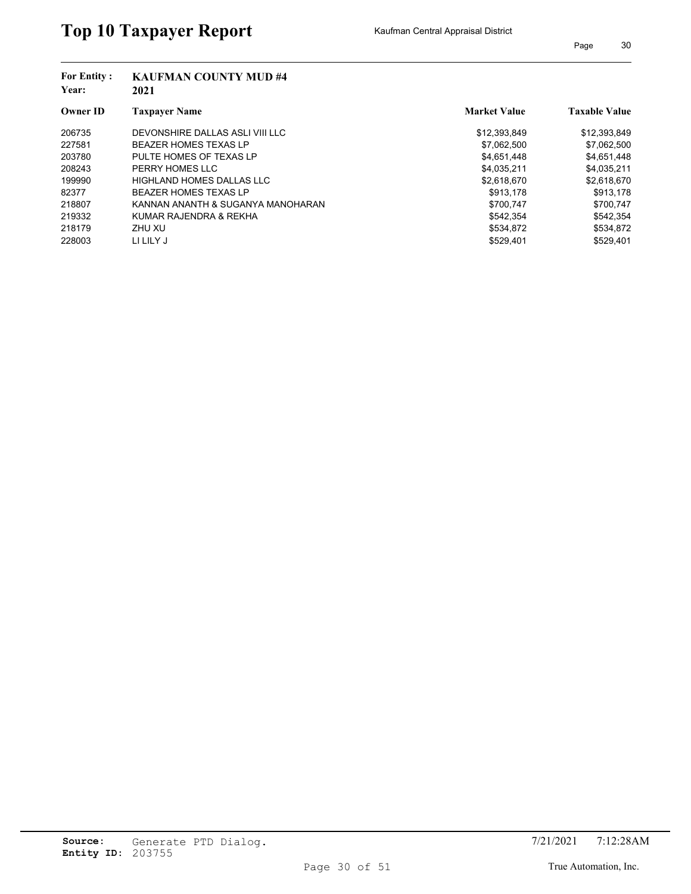# Top 10 Taxpayer Report

Kaufman Central Appraisal District

**For Entity :** **KAUFMAN COUNTY MUD #4**
**Year:** **2021**

| Owner ID | Taxpayer Name | Market Value | Taxable Value |
|---|---|---|---|
| 206735 | DEVONSHIRE DALLAS ASLI VIII LLC | $12,393,849 | $12,393,849 |
| 227581 | BEAZER HOMES TEXAS LP | $7,062,500 | $7,062,500 |
| 203780 | PULTE HOMES OF TEXAS LP | $4,651,448 | $4,651,448 |
| 208243 | PERRY HOMES LLC | $4,035,211 | $4,035,211 |
| 199990 | HIGHLAND HOMES DALLAS LLC | $2,618,670 | $2,618,670 |
| 82377 | BEAZER HOMES TEXAS LP | $913,178 | $913,178 |
| 218807 | KANNAN ANANTH & SUGANYA MANOHARAN | $700,747 | $700,747 |
| 219332 | KUMAR RAJENDRA & REKHA | $542,354 | $542,354 |
| 218179 | ZHU XU | $534,872 | $534,872 |
| 228003 | LI LILY J | $529,401 | $529,401 |

**Source:** Generate PTD Dialog.
**Entity ID:** 203755

7/21/2021 7:12:28AM

True Automation, Inc.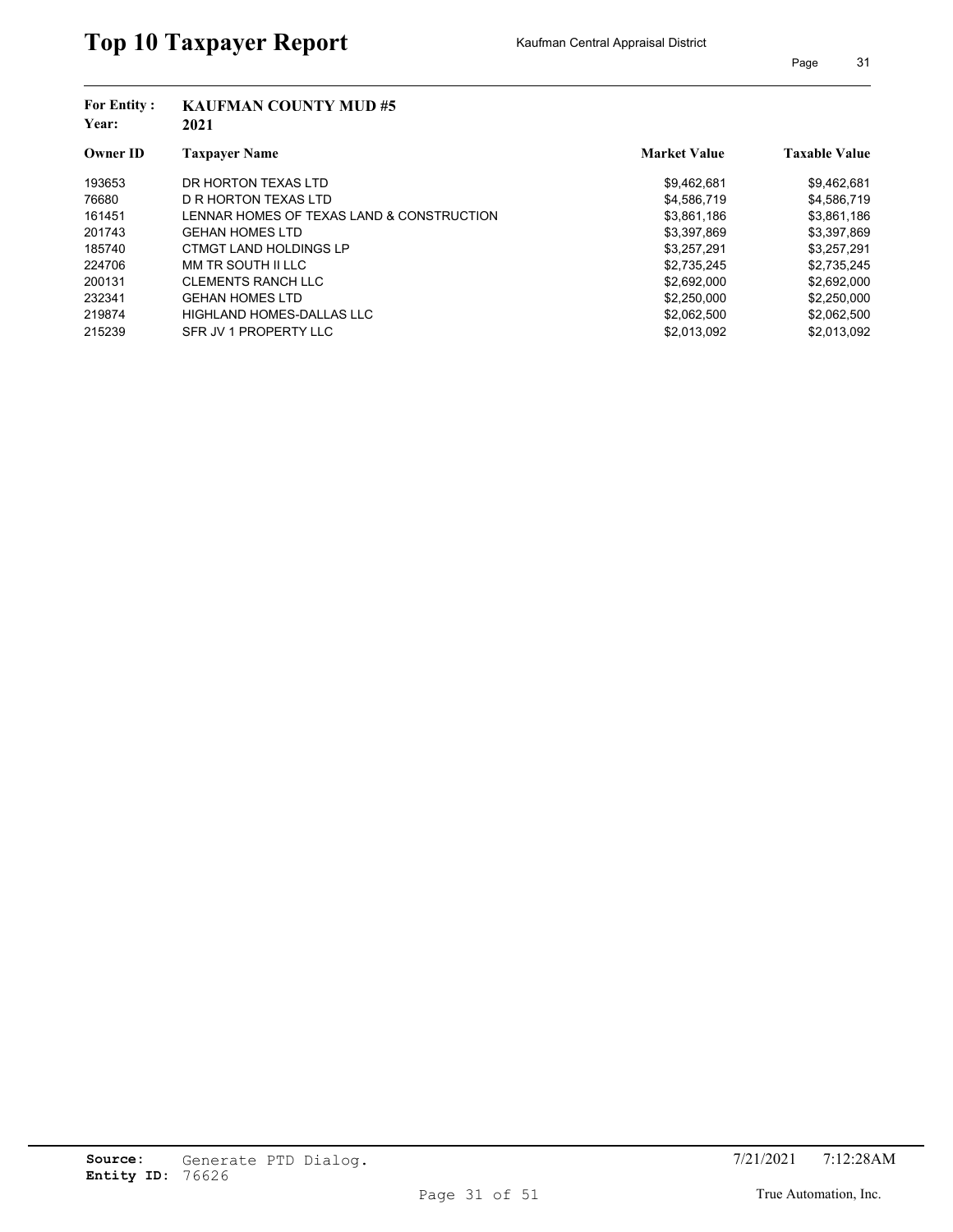# Top 10 Taxpayer Report

Kaufman Central Appraisal District

**For Entity :** KAUFMAN COUNTY MUD #5

**Year:** 2021

| Owner ID | Taxpayer Name | Market Value | Taxable Value |
|---|---|---|---|
| 193653 | DR HORTON TEXAS LTD | $9,462,681 | $9,462,681 |
| 76680 | D R HORTON TEXAS LTD | $4,586,719 | $4,586,719 |
| 161451 | LENNAR HOMES OF TEXAS LAND & CONSTRUCTION | $3,861,186 | $3,861,186 |
| 201743 | GEHAN HOMES LTD | $3,397,869 | $3,397,869 |
| 185740 | CTMGT LAND HOLDINGS LP | $3,257,291 | $3,257,291 |
| 224706 | MM TR SOUTH II LLC | $2,735,245 | $2,735,245 |
| 200131 | CLEMENTS RANCH LLC | $2,692,000 | $2,692,000 |
| 232341 | GEHAN HOMES LTD | $2,250,000 | $2,250,000 |
| 219874 | HIGHLAND HOMES-DALLAS LLC | $2,062,500 | $2,062,500 |
| 215239 | SFR JV 1 PROPERTY LLC | $2,013,092 | $2,013,092 |

**Source:** Generate PTD Dialog.

**Entity ID:** 76626

7/21/2021 7:12:28AM

True Automation, Inc.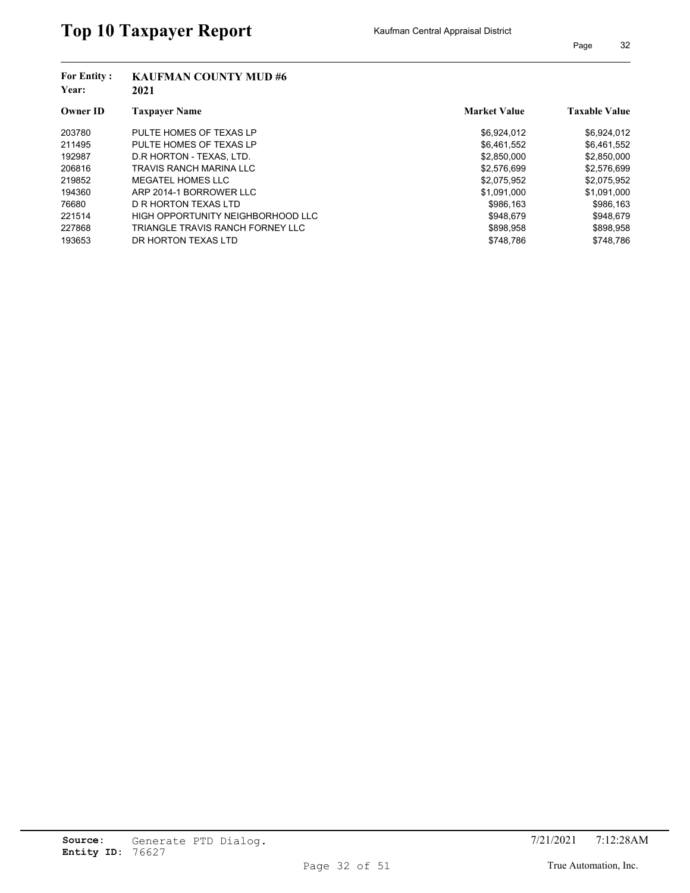# Top 10 Taxpayer Report

Kaufman Central Appraisal District

**For Entity :** KAUFMAN COUNTY MUD #6
**Year:** 2021

| Owner ID | Taxpayer Name | Market Value | Taxable Value |
|---|---|---|---|
| 203780 | PULTE HOMES OF TEXAS LP | $6,924,012 | $6,924,012 |
| 211495 | PULTE HOMES OF TEXAS LP | $6,461,552 | $6,461,552 |
| 192987 | D.R HORTON - TEXAS, LTD. | $2,850,000 | $2,850,000 |
| 206816 | TRAVIS RANCH MARINA LLC | $2,576,699 | $2,576,699 |
| 219852 | MEGATEL HOMES LLC | $2,075,952 | $2,075,952 |
| 194360 | ARP 2014-1 BORROWER LLC | $1,091,000 | $1,091,000 |
| 76680 | D R HORTON TEXAS LTD | $986,163 | $986,163 |
| 221514 | HIGH OPPORTUNITY NEIGHBORHOOD LLC | $948,679 | $948,679 |
| 227868 | TRIANGLE TRAVIS RANCH FORNEY LLC | $898,958 | $898,958 |
| 193653 | DR HORTON TEXAS LTD | $748,786 | $748,786 |

**Source:** Generate PTD Dialog.
**Entity ID:** 76627

7/21/2021 7:12:28AM

True Automation, Inc.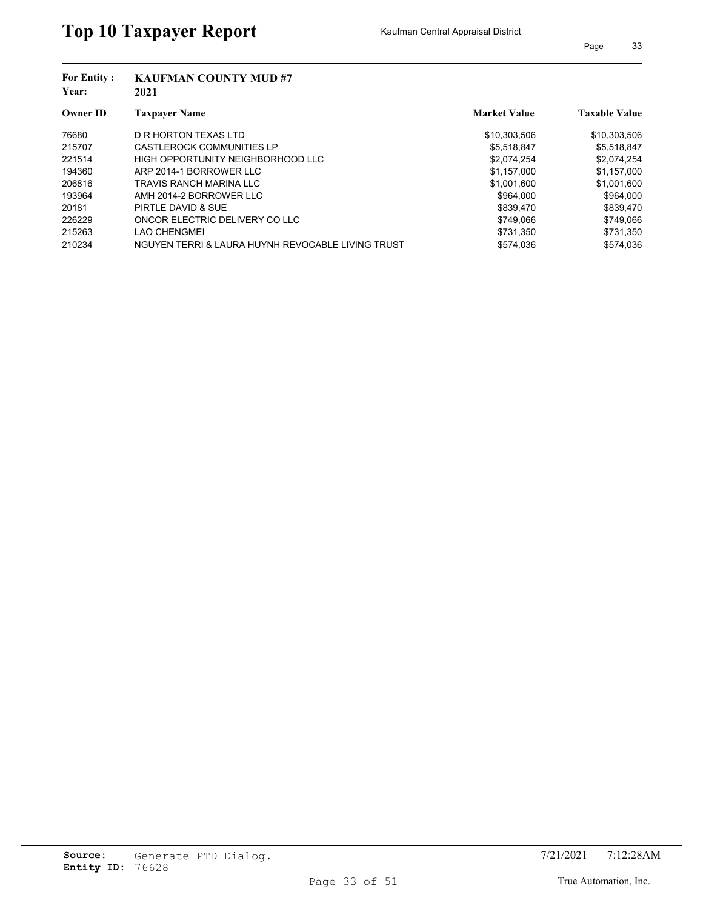# Top 10 Taxpayer Report

Kaufman Central Appraisal District

**For Entity :** KAUFMAN COUNTY MUD #7
**Year:** 2021

| Owner ID | Taxpayer Name | Market Value | Taxable Value |
|---|---|---|---|
| 76680 | D R HORTON TEXAS LTD | $10,303,506 | $10,303,506 |
| 215707 | CASTLEROCK COMMUNITIES LP | $5,518,847 | $5,518,847 |
| 221514 | HIGH OPPORTUNITY NEIGHBORHOOD LLC | $2,074,254 | $2,074,254 |
| 194360 | ARP 2014-1 BORROWER LLC | $1,157,000 | $1,157,000 |
| 206816 | TRAVIS RANCH MARINA LLC | $1,001,600 | $1,001,600 |
| 193964 | AMH 2014-2 BORROWER LLC | $964,000 | $964,000 |
| 20181 | PIRTLE DAVID & SUE | $839,470 | $839,470 |
| 226229 | ONCOR ELECTRIC DELIVERY CO LLC | $749,066 | $749,066 |
| 215263 | LAO CHENGMEI | $731,350 | $731,350 |
| 210234 | NGUYEN TERRI & LAURA HUYNH REVOCABLE LIVING TRUST | $574,036 | $574,036 |

**Source:** Generate PTD Dialog.
**Entity ID:** 76628

7/21/2021 7:12:28AM

True Automation, Inc.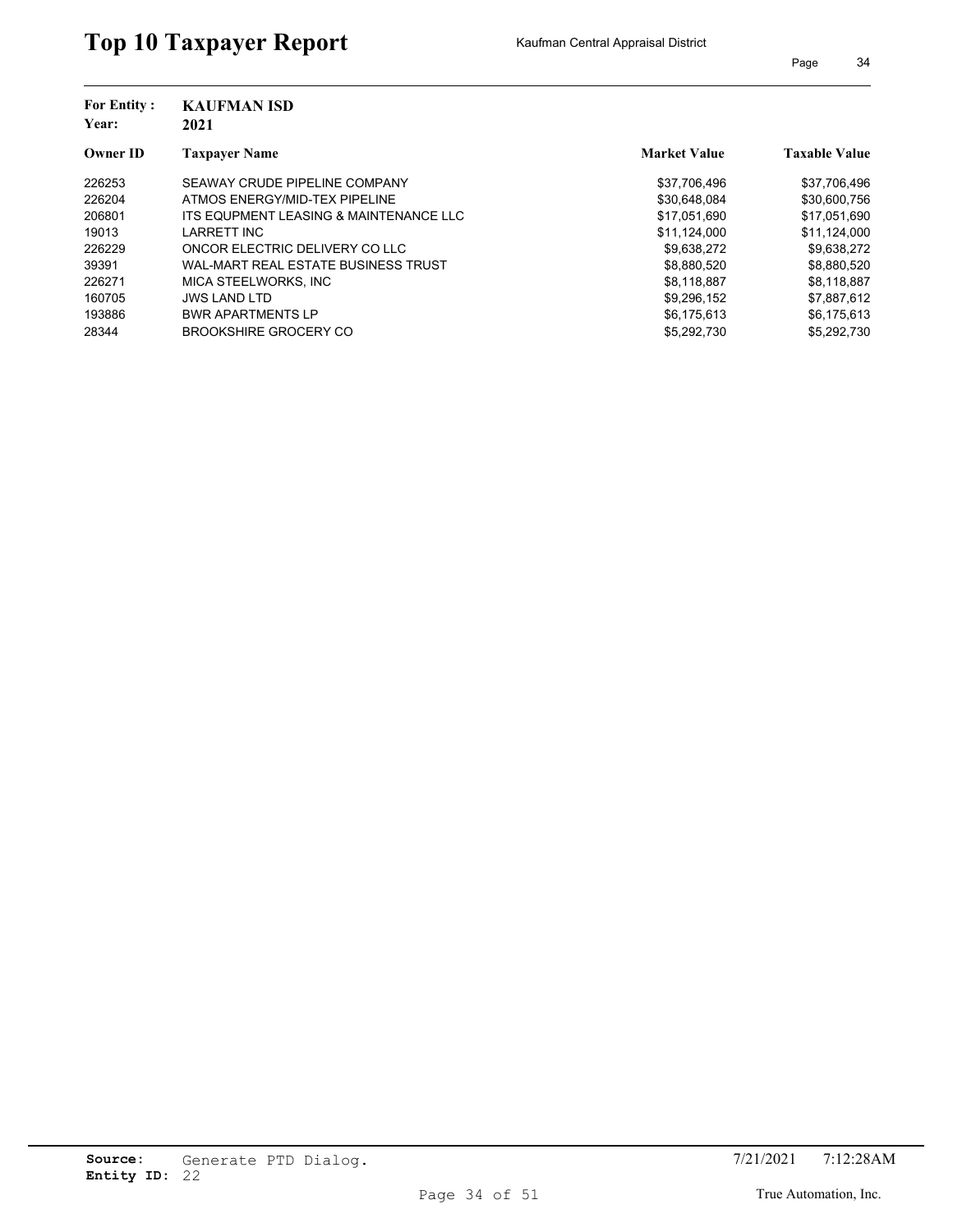# Top 10 Taxpayer Report

Kaufman Central Appraisal District

**For Entity :** **KAUFMAN ISD**
**Year:** **2021**

| Owner ID | Taxpayer Name | Market Value | Taxable Value |
|---|---|---|---|
| 226253 | SEAWAY CRUDE PIPELINE COMPANY | $37,706,496 | $37,706,496 |
| 226204 | ATMOS ENERGY/MID-TEX PIPELINE | $30,648,084 | $30,600,756 |
| 206801 | ITS EQUPMENT LEASING & MAINTENANCE LLC | $17,051,690 | $17,051,690 |
| 19013 | LARRETT INC | $11,124,000 | $11,124,000 |
| 226229 | ONCOR ELECTRIC DELIVERY CO LLC | $9,638,272 | $9,638,272 |
| 39391 | WAL-MART REAL ESTATE BUSINESS TRUST | $8,880,520 | $8,880,520 |
| 226271 | MICA STEELWORKS, INC | $8,118,887 | $8,118,887 |
| 160705 | JWS LAND LTD | $9,296,152 | $7,887,612 |
| 193886 | BWR APARTMENTS LP | $6,175,613 | $6,175,613 |
| 28344 | BROOKSHIRE GROCERY CO | $5,292,730 | $5,292,730 |

**Source:** Generate PTD Dialog.
**Entity ID:** 22

7/21/2021 7:12:28AM

True Automation, Inc.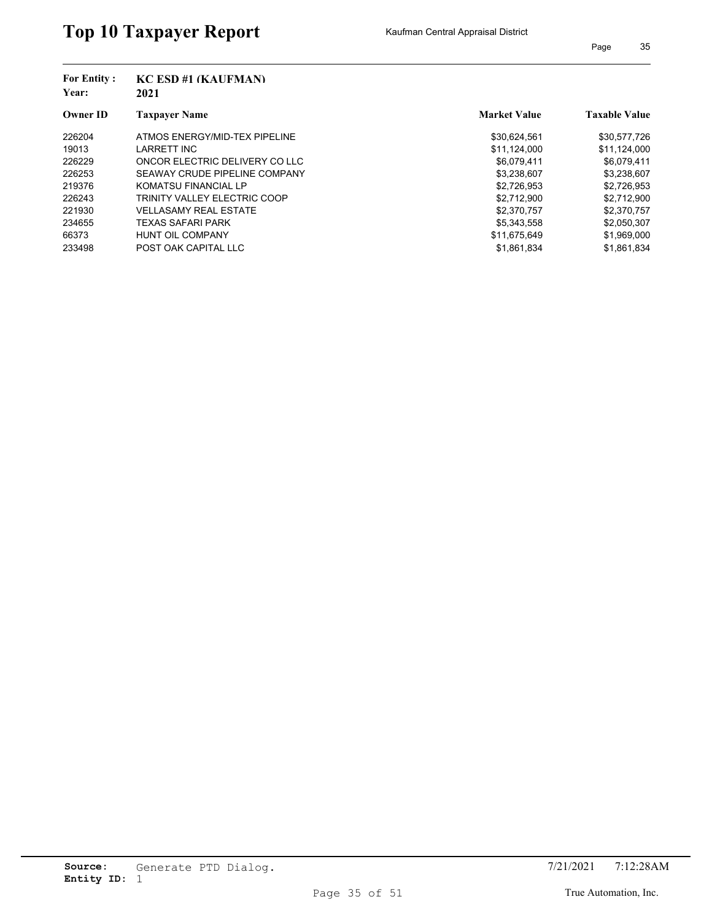# Top 10 Taxpayer Report

Kaufman Central Appraisal District

**For Entity :** KC ESD #1 (KAUFMAN)
**Year:** 2021

| Owner ID | Taxpayer Name | Market Value | Taxable Value |
|---|---|---|---|
| 226204 | ATMOS ENERGY/MID-TEX PIPELINE | $30,624,561 | $30,577,726 |
| 19013 | LARRETT INC | $11,124,000 | $11,124,000 |
| 226229 | ONCOR ELECTRIC DELIVERY CO LLC | $6,079,411 | $6,079,411 |
| 226253 | SEAWAY CRUDE PIPELINE COMPANY | $3,238,607 | $3,238,607 |
| 219376 | KOMATSU FINANCIAL LP | $2,726,953 | $2,726,953 |
| 226243 | TRINITY VALLEY ELECTRIC COOP | $2,712,900 | $2,712,900 |
| 221930 | VELLASAMY REAL ESTATE | $2,370,757 | $2,370,757 |
| 234655 | TEXAS SAFARI PARK | $5,343,558 | $2,050,307 |
| 66373 | HUNT OIL COMPANY | $11,675,649 | $1,969,000 |
| 233498 | POST OAK CAPITAL LLC | $1,861,834 | $1,861,834 |

**Source:** Generate PTD Dialog.
**Entity ID:** 1

7/21/2021 7:12:28AM

True Automation, Inc.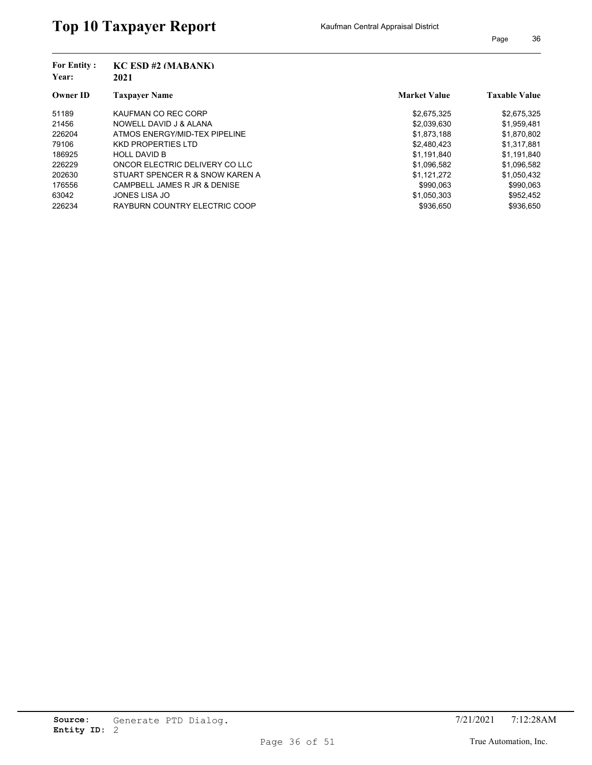# Top 10 Taxpayer Report

Kaufman Central Appraisal District

**For Entity :** KC ESD #2 (MABANK)
**Year:** 2021

| Owner ID | Taxpayer Name | Market Value | Taxable Value |
|---|---|---|---|
| 51189 | KAUFMAN CO REC CORP | $2,675,325 | $2,675,325 |
| 21456 | NOWELL DAVID J & ALANA | $2,039,630 | $1,959,481 |
| 226204 | ATMOS ENERGY/MID-TEX PIPELINE | $1,873,188 | $1,870,802 |
| 79106 | KKD PROPERTIES LTD | $2,480,423 | $1,317,881 |
| 186925 | HOLL DAVID B | $1,191,840 | $1,191,840 |
| 226229 | ONCOR ELECTRIC DELIVERY CO LLC | $1,096,582 | $1,096,582 |
| 202630 | STUART SPENCER R & SNOW KAREN A | $1,121,272 | $1,050,432 |
| 176556 | CAMPBELL JAMES R JR & DENISE | $990,063 | $990,063 |
| 63042 | JONES LISA JO | $1,050,303 | $952,452 |
| 226234 | RAYBURN COUNTRY ELECTRIC COOP | $936,650 | $936,650 |

**Source:** Generate PTD Dialog.
**Entity ID:** 2

7/21/2021 7:12:28AM

True Automation, Inc.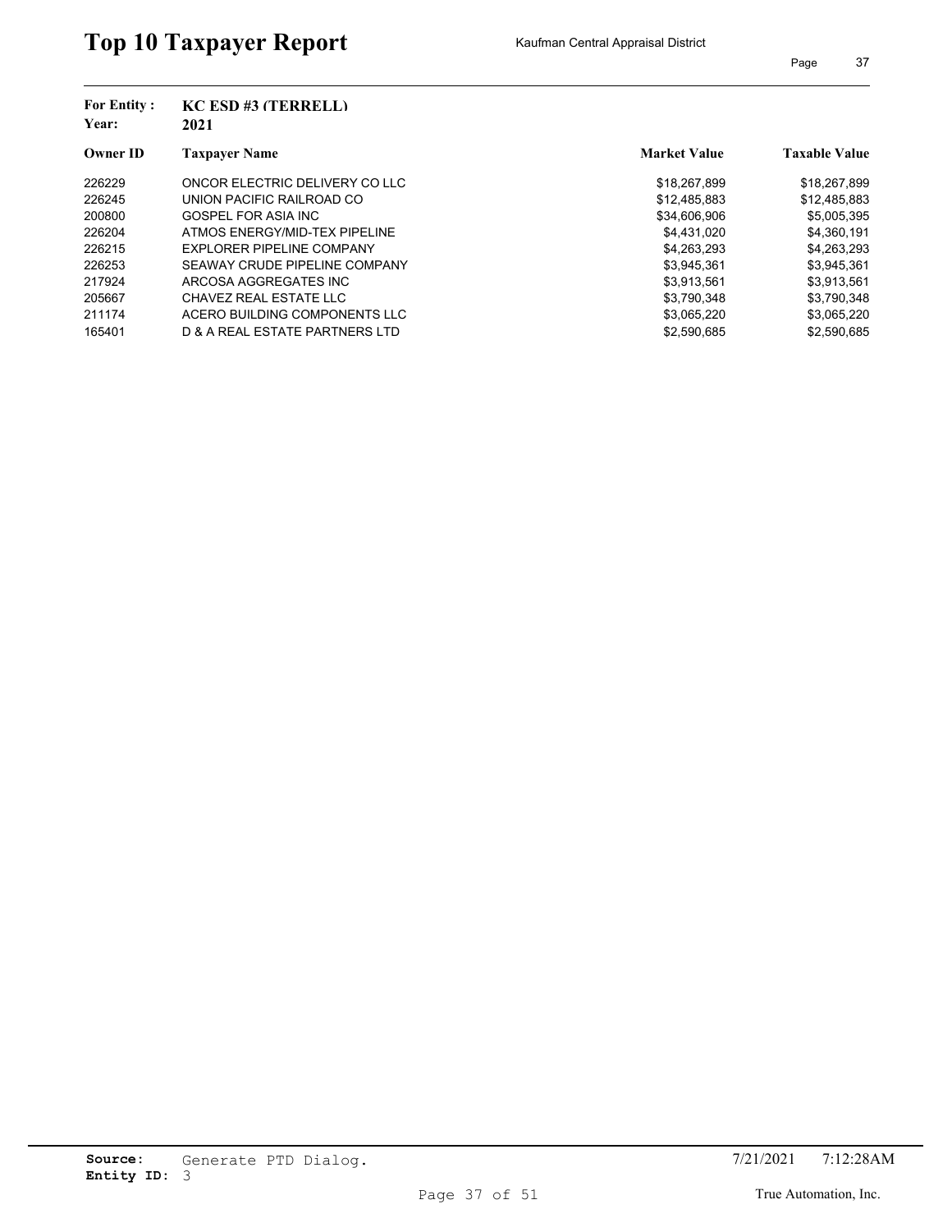# Top 10 Taxpayer Report

Kaufman Central Appraisal District

**For Entity :** **KC ESD #3 (TERRELL)**
**Year:** **2021**

| Owner ID | Taxpayer Name | Market Value | Taxable Value |
|---|---|---|---|
| 226229 | ONCOR ELECTRIC DELIVERY CO LLC | $18,267,899 | $18,267,899 |
| 226245 | UNION PACIFIC RAILROAD CO | $12,485,883 | $12,485,883 |
| 200800 | GOSPEL FOR ASIA INC | $34,606,906 | $5,005,395 |
| 226204 | ATMOS ENERGY/MID-TEX PIPELINE | $4,431,020 | $4,360,191 |
| 226215 | EXPLORER PIPELINE COMPANY | $4,263,293 | $4,263,293 |
| 226253 | SEAWAY CRUDE PIPELINE COMPANY | $3,945,361 | $3,945,361 |
| 217924 | ARCOSA AGGREGATES INC | $3,913,561 | $3,913,561 |
| 205667 | CHAVEZ REAL ESTATE LLC | $3,790,348 | $3,790,348 |
| 211174 | ACERO BUILDING COMPONENTS LLC | $3,065,220 | $3,065,220 |
| 165401 | D & A REAL ESTATE PARTNERS LTD | $2,590,685 | $2,590,685 |

**Source:** Generate PTD Dialog.
**Entity ID:** 3

7/21/2021 7:12:28AM

True Automation, Inc.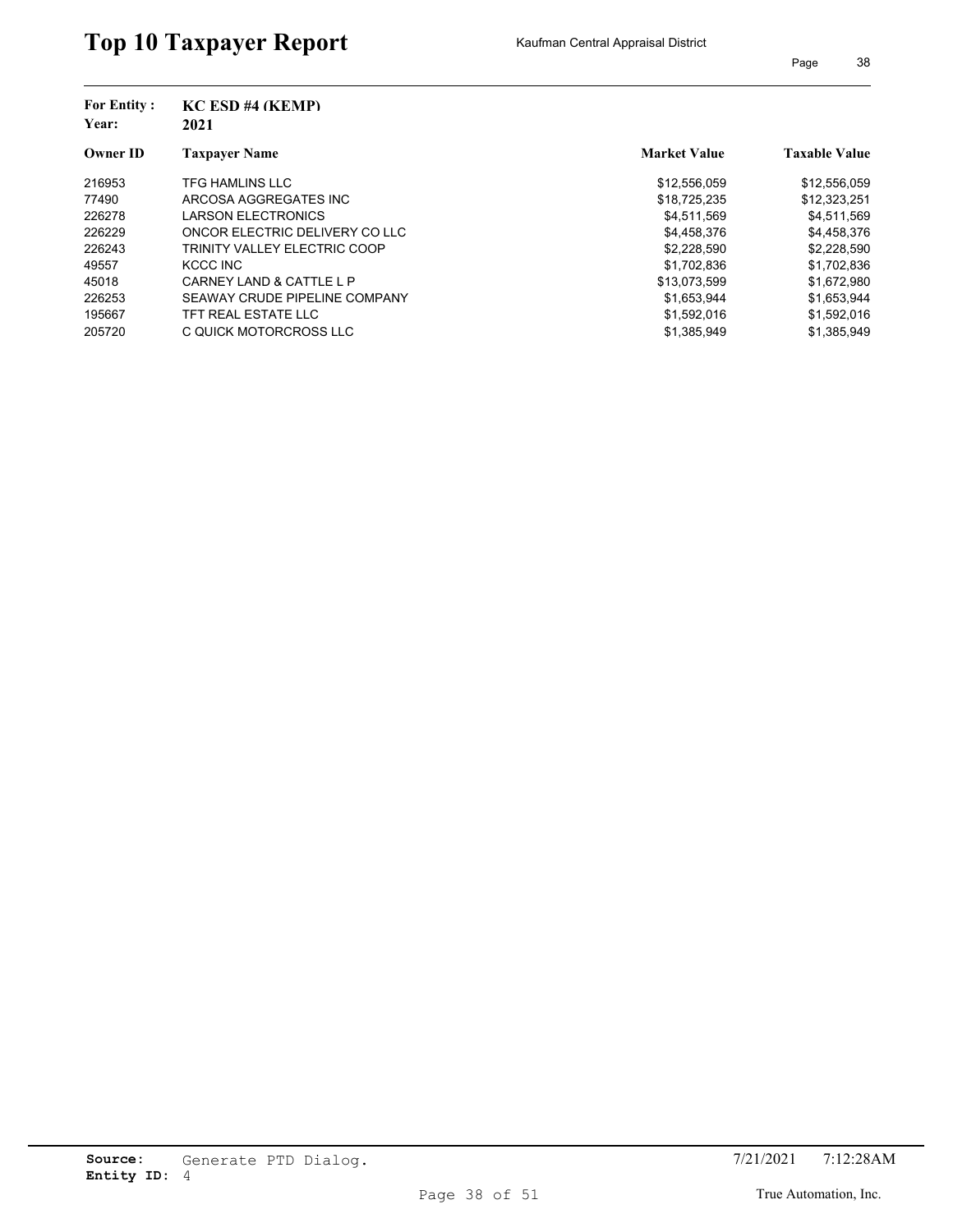# Top 10 Taxpayer Report

Kaufman Central Appraisal District

**For Entity :** KC ESD #4 (KEMP)
**Year:** 2021

| Owner ID | Taxpayer Name | Market Value | Taxable Value |
|---|---|---|---|
| 216953 | TFG HAMLINS LLC | $12,556,059 | $12,556,059 |
| 77490 | ARCOSA AGGREGATES INC | $18,725,235 | $12,323,251 |
| 226278 | LARSON ELECTRONICS | $4,511,569 | $4,511,569 |
| 226229 | ONCOR ELECTRIC DELIVERY CO LLC | $4,458,376 | $4,458,376 |
| 226243 | TRINITY VALLEY ELECTRIC COOP | $2,228,590 | $2,228,590 |
| 49557 | KCCC INC | $1,702,836 | $1,702,836 |
| 45018 | CARNEY LAND & CATTLE L P | $13,073,599 | $1,672,980 |
| 226253 | SEAWAY CRUDE PIPELINE COMPANY | $1,653,944 | $1,653,944 |
| 195667 | TFT REAL ESTATE LLC | $1,592,016 | $1,592,016 |
| 205720 | C QUICK MOTORCROSS LLC | $1,385,949 | $1,385,949 |

**Source:** Generate PTD Dialog.
**Entity ID:** 4

7/21/2021 7:12:28AM

True Automation, Inc.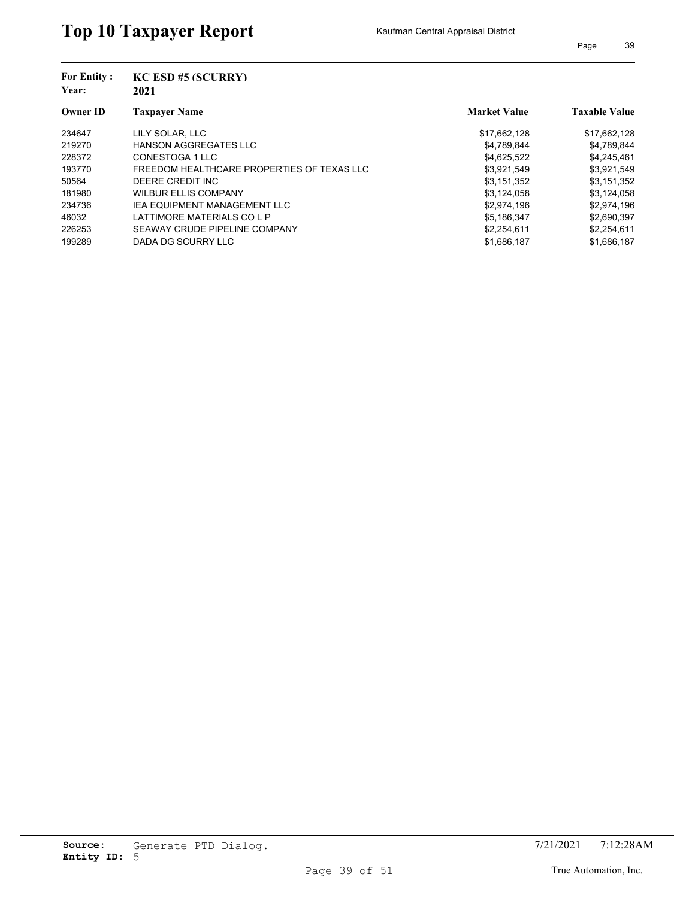# Top 10 Taxpayer Report

Kaufman Central Appraisal District

**For Entity :** KC ESD #5 (SCURRY)
**Year:** 2021

| Owner ID | Taxpayer Name | Market Value | Taxable Value |
|---|---|---|---|
| 234647 | LILY SOLAR, LLC | $17,662,128 | $17,662,128 |
| 219270 | HANSON AGGREGATES LLC | $4,789,844 | $4,789,844 |
| 228372 | CONESTOGA 1 LLC | $4,625,522 | $4,245,461 |
| 193770 | FREEDOM HEALTHCARE PROPERTIES OF TEXAS LLC | $3,921,549 | $3,921,549 |
| 50564 | DEERE CREDIT INC | $3,151,352 | $3,151,352 |
| 181980 | WILBUR ELLIS COMPANY | $3,124,058 | $3,124,058 |
| 234736 | IEA EQUIPMENT MANAGEMENT LLC | $2,974,196 | $2,974,196 |
| 46032 | LATTIMORE MATERIALS CO L P | $5,186,347 | $2,690,397 |
| 226253 | SEAWAY CRUDE PIPELINE COMPANY | $2,254,611 | $2,254,611 |
| 199289 | DADA DG SCURRY LLC | $1,686,187 | $1,686,187 |

**Source:** Generate PTD Dialog.
**Entity ID:** 5

7/21/2021 7:12:28AM

True Automation, Inc.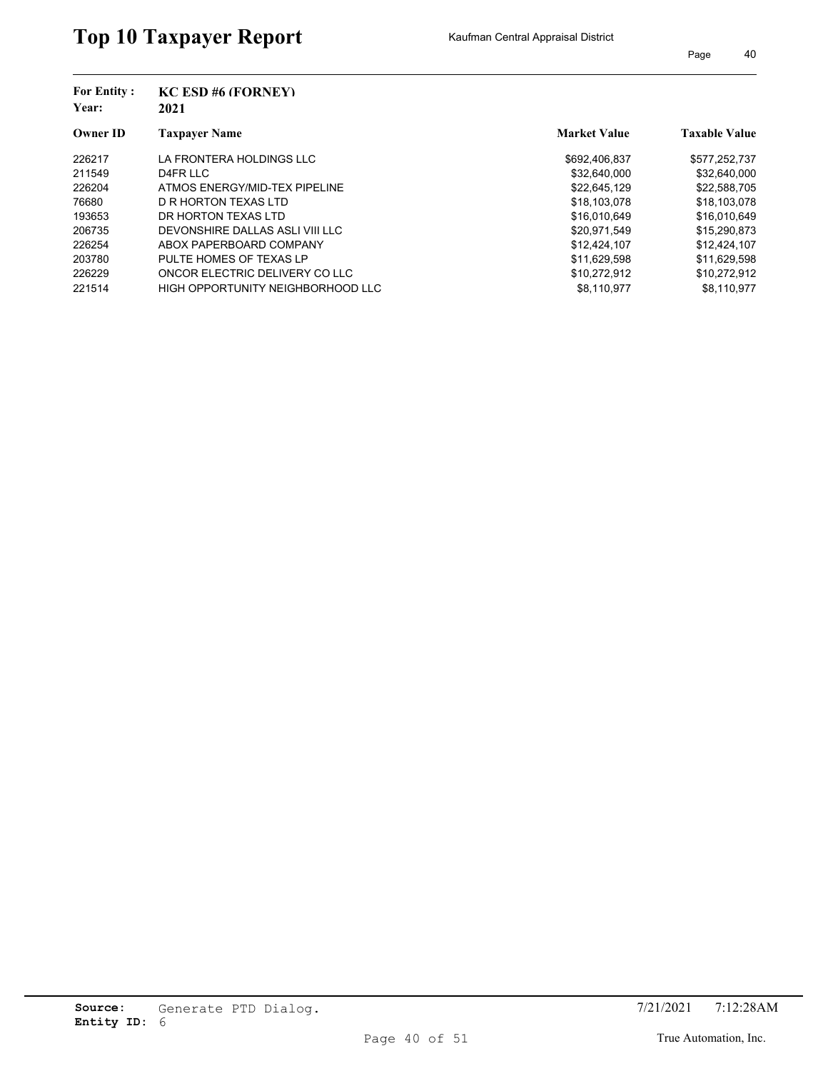# Top 10 Taxpayer Report

Kaufman Central Appraisal District

**For Entity :** KC ESD #6 (FORNEY)
**Year:** 2021

| Owner ID | Taxpayer Name | Market Value | Taxable Value |
|---|---|---|---|
| 226217 | LA FRONTERA HOLDINGS LLC | $692,406,837 | $577,252,737 |
| 211549 | D4FR LLC | $32,640,000 | $32,640,000 |
| 226204 | ATMOS ENERGY/MID-TEX PIPELINE | $22,645,129 | $22,588,705 |
| 76680 | D R HORTON TEXAS LTD | $18,103,078 | $18,103,078 |
| 193653 | DR HORTON TEXAS LTD | $16,010,649 | $16,010,649 |
| 206735 | DEVONSHIRE DALLAS ASLI VIII LLC | $20,971,549 | $15,290,873 |
| 226254 | ABOX PAPERBOARD COMPANY | $12,424,107 | $12,424,107 |
| 203780 | PULTE HOMES OF TEXAS LP | $11,629,598 | $11,629,598 |
| 226229 | ONCOR ELECTRIC DELIVERY CO LLC | $10,272,912 | $10,272,912 |
| 221514 | HIGH OPPORTUNITY NEIGHBORHOOD LLC | $8,110,977 | $8,110,977 |

**Source:** Generate PTD Dialog.
**Entity ID:** 6

7/21/2021 7:12:28AM

True Automation, Inc.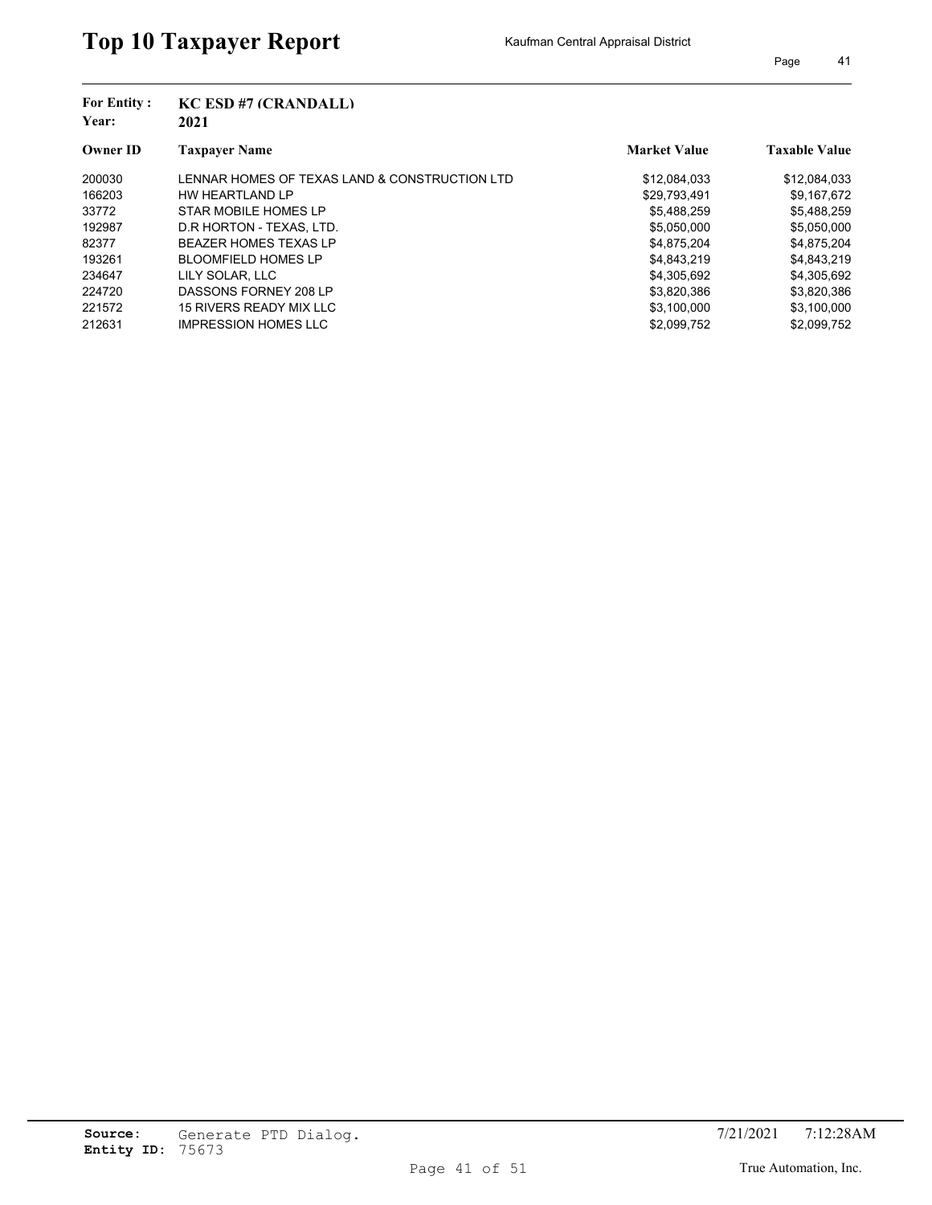# Top 10 Taxpayer Report

Kaufman Central Appraisal District

**For Entity :** KC ESD #7 (CRANDALL)
**Year:** 2021

| Owner ID | Taxpayer Name | Market Value | Taxable Value |
|---|---|---|---|
| 200030 | LENNAR HOMES OF TEXAS LAND & CONSTRUCTION LTD | $12,084,033 | $12,084,033 |
| 166203 | HW HEARTLAND LP | $29,793,491 | $9,167,672 |
| 33772 | STAR MOBILE HOMES LP | $5,488,259 | $5,488,259 |
| 192987 | D.R HORTON - TEXAS, LTD. | $5,050,000 | $5,050,000 |
| 82377 | BEAZER HOMES TEXAS LP | $4,875,204 | $4,875,204 |
| 193261 | BLOOMFIELD HOMES LP | $4,843,219 | $4,843,219 |
| 234647 | LILY SOLAR, LLC | $4,305,692 | $4,305,692 |
| 224720 | DASSONS FORNEY 208 LP | $3,820,386 | $3,820,386 |
| 221572 | 15 RIVERS READY MIX LLC | $3,100,000 | $3,100,000 |
| 212631 | IMPRESSION HOMES LLC | $2,099,752 | $2,099,752 |

**Source:** Generate PTD Dialog.
**Entity ID:** 75673

7/21/2021 7:12:28AM

True Automation, Inc.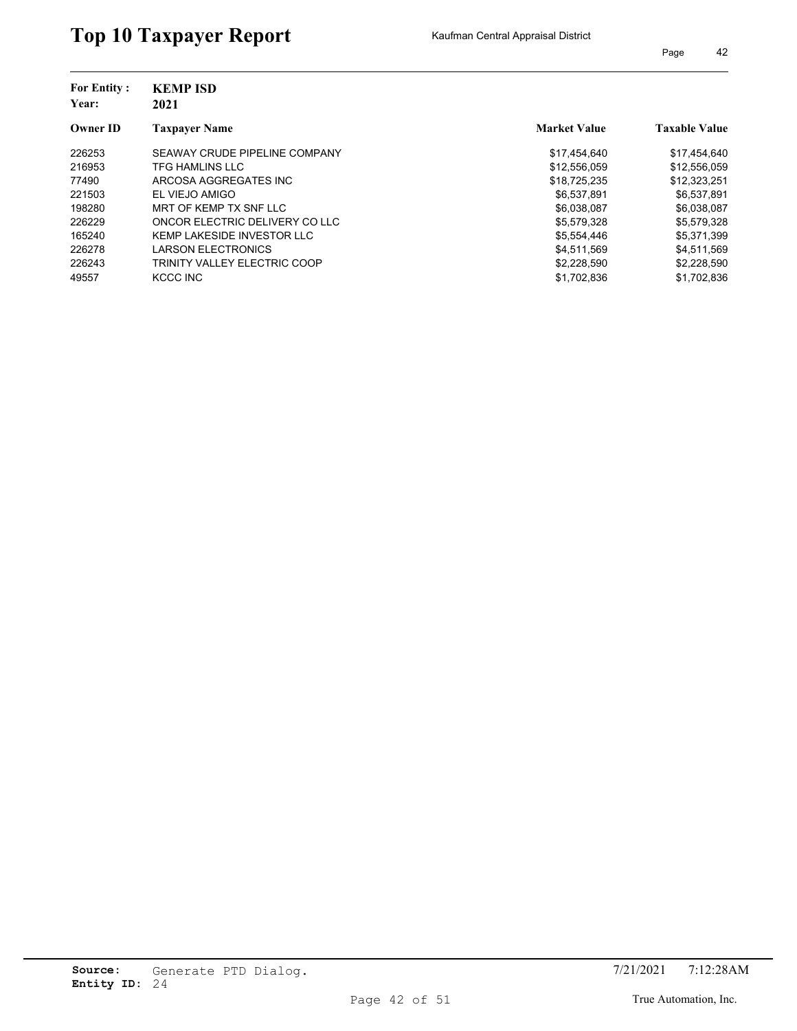# Top 10 Taxpayer Report

Kaufman Central Appraisal District

**For Entity :** **KEMP ISD**
**Year:** **2021**

| Owner ID | Taxpayer Name | Market Value | Taxable Value |
|---|---|---|---|
| 226253 | SEAWAY CRUDE PIPELINE COMPANY | $17,454,640 | $17,454,640 |
| 216953 | TFG HAMLINS LLC | $12,556,059 | $12,556,059 |
| 77490 | ARCOSA AGGREGATES INC | $18,725,235 | $12,323,251 |
| 221503 | EL VIEJO AMIGO | $6,537,891 | $6,537,891 |
| 198280 | MRT OF KEMP TX SNF LLC | $6,038,087 | $6,038,087 |
| 226229 | ONCOR ELECTRIC DELIVERY CO LLC | $5,579,328 | $5,579,328 |
| 165240 | KEMP LAKESIDE INVESTOR LLC | $5,554,446 | $5,371,399 |
| 226278 | LARSON ELECTRONICS | $4,511,569 | $4,511,569 |
| 226243 | TRINITY VALLEY ELECTRIC COOP | $2,228,590 | $2,228,590 |
| 49557 | KCCC INC | $1,702,836 | $1,702,836 |

**Source:** Generate PTD Dialog.
**Entity ID:** 24

7/21/2021 7:12:28AM

True Automation, Inc.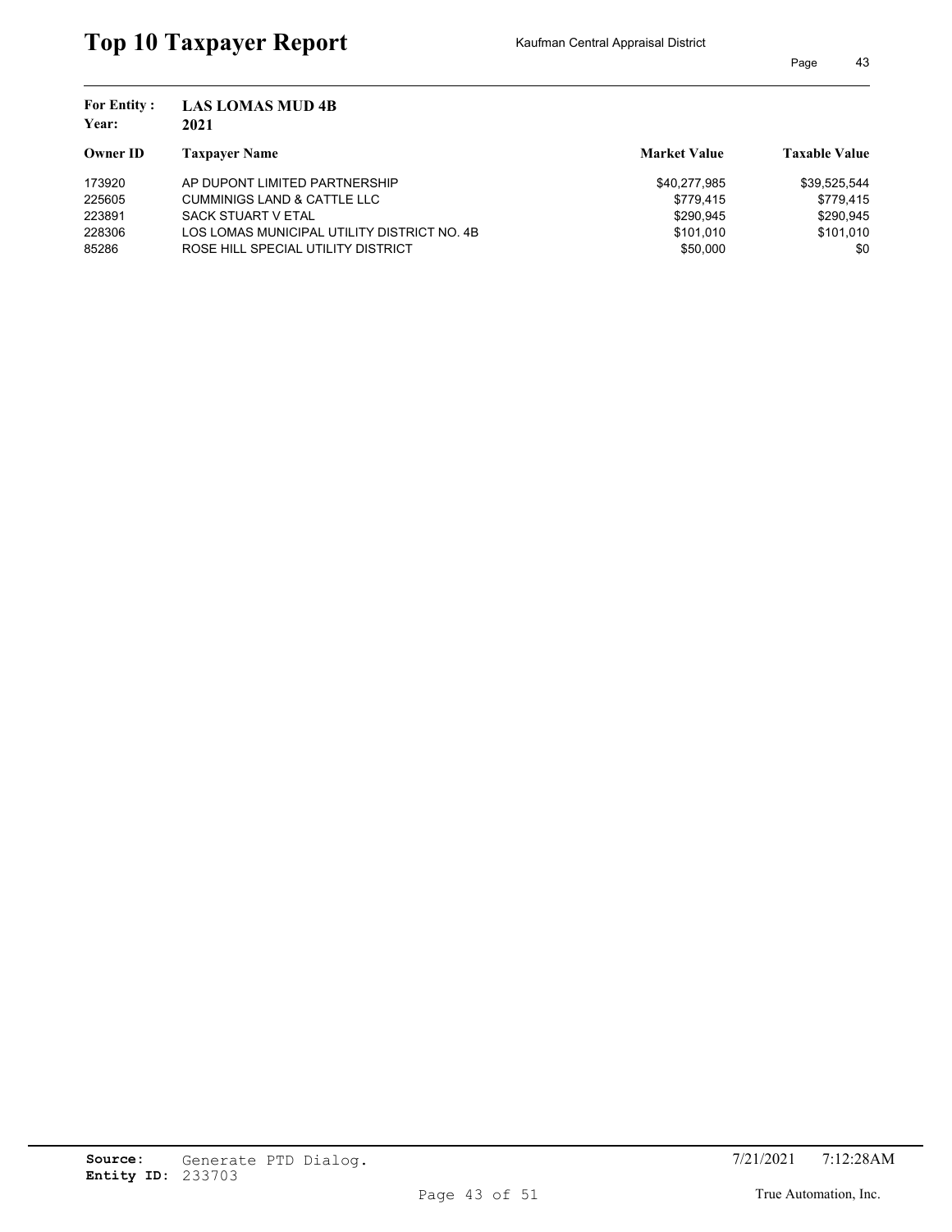# Top 10 Taxpayer Report

Kaufman Central Appraisal District

**For Entity :** LAS LOMAS MUD 4B
**Year:** 2021

| Owner ID | Taxpayer Name | Market Value | Taxable Value |
|---|---|---|---|
| 173920 | AP DUPONT LIMITED PARTNERSHIP | $40,277,985 | $39,525,544 |
| 225605 | CUMMINIGS LAND & CATTLE LLC | $779,415 | $779,415 |
| 223891 | SACK STUART V ETAL | $290,945 | $290,945 |
| 228306 | LOS LOMAS MUNICIPAL UTILITY DISTRICT NO. 4B | $101,010 | $101,010 |
| 85286 | ROSE HILL SPECIAL UTILITY DISTRICT | $50,000 | $0 |

**Source:** Generate PTD Dialog.
**Entity ID:** 233703

7/21/2021 7:12:28AM

True Automation, Inc.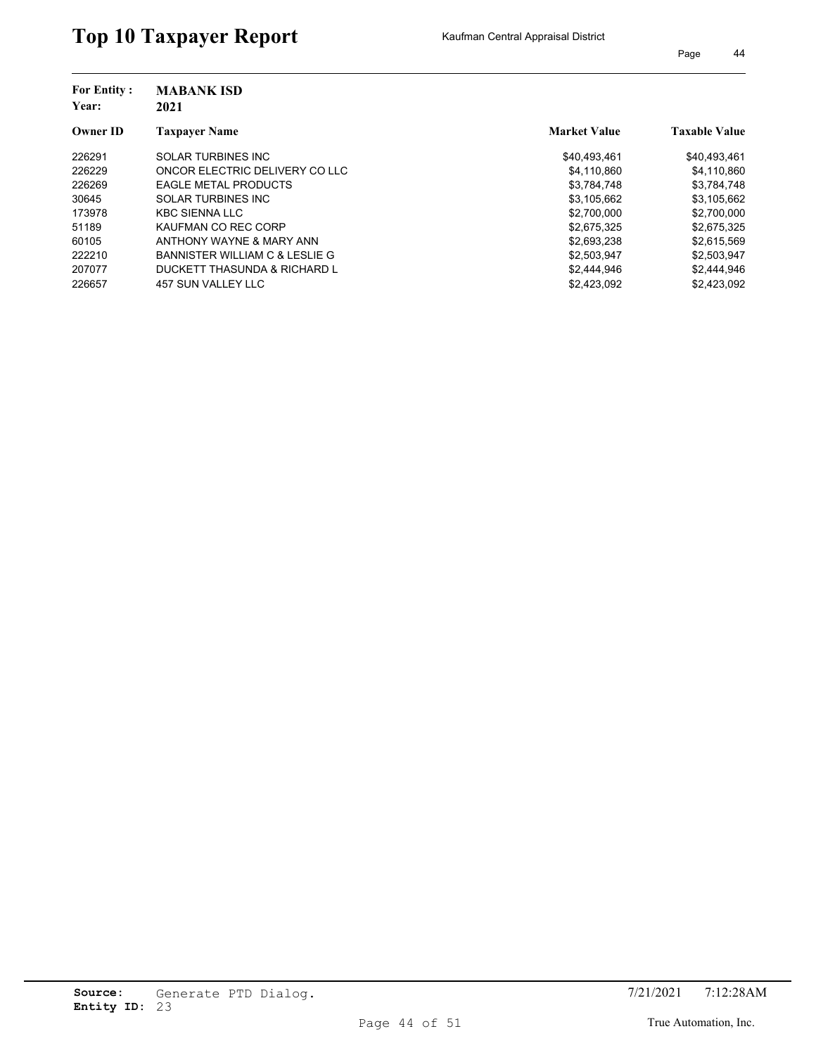# Top 10 Taxpayer Report

Kaufman Central Appraisal District

**For Entity :** MABANK ISD
**Year:** 2021

| Owner ID | Taxpayer Name | Market Value | Taxable Value |
|---|---|---|---|
| 226291 | SOLAR TURBINES INC | $40,493,461 | $40,493,461 |
| 226229 | ONCOR ELECTRIC DELIVERY CO LLC | $4,110,860 | $4,110,860 |
| 226269 | EAGLE METAL PRODUCTS | $3,784,748 | $3,784,748 |
| 30645 | SOLAR TURBINES INC | $3,105,662 | $3,105,662 |
| 173978 | KBC SIENNA LLC | $2,700,000 | $2,700,000 |
| 51189 | KAUFMAN CO REC CORP | $2,675,325 | $2,675,325 |
| 60105 | ANTHONY WAYNE & MARY ANN | $2,693,238 | $2,615,569 |
| 222210 | BANNISTER WILLIAM C & LESLIE G | $2,503,947 | $2,503,947 |
| 207077 | DUCKETT THASUNDA & RICHARD L | $2,444,946 | $2,444,946 |
| 226657 | 457 SUN VALLEY LLC | $2,423,092 | $2,423,092 |

**Source:** Generate PTD Dialog.
**Entity ID:** 23

7/21/2021 7:12:28AM

True Automation, Inc.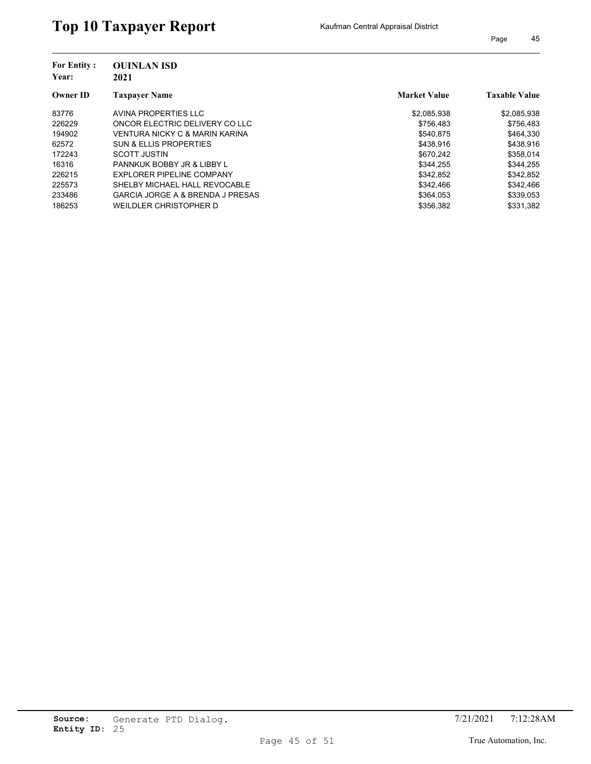# Top 10 Taxpayer Report

Kaufman Central Appraisal District

**For Entity :** **OUINLAN ISD**
**Year:** **2021**

| Owner ID | Taxpayer Name | Market Value | Taxable Value |
|---|---|---|---|
| 83776 | AVINA PROPERTIES LLC | $2,085,938 | $2,085,938 |
| 226229 | ONCOR ELECTRIC DELIVERY CO LLC | $756,483 | $756,483 |
| 194902 | VENTURA NICKY C & MARIN KARINA | $540,875 | $464,330 |
| 62572 | SUN & ELLIS PROPERTIES | $438,916 | $438,916 |
| 172243 | SCOTT JUSTIN | $670,242 | $358,014 |
| 16316 | PANNKUK BOBBY JR & LIBBY L | $344,255 | $344,255 |
| 226215 | EXPLORER PIPELINE COMPANY | $342,852 | $342,852 |
| 225573 | SHELBY MICHAEL HALL REVOCABLE | $342,466 | $342,466 |
| 233486 | GARCIA JORGE A & BRENDA J PRESAS | $364,053 | $339,053 |
| 186253 | WEILDLER CHRISTOPHER D | $356,382 | $331,382 |

**Source:** Generate PTD Dialog.
**Entity ID:** 25

7/21/2021 7:12:28AM

True Automation, Inc.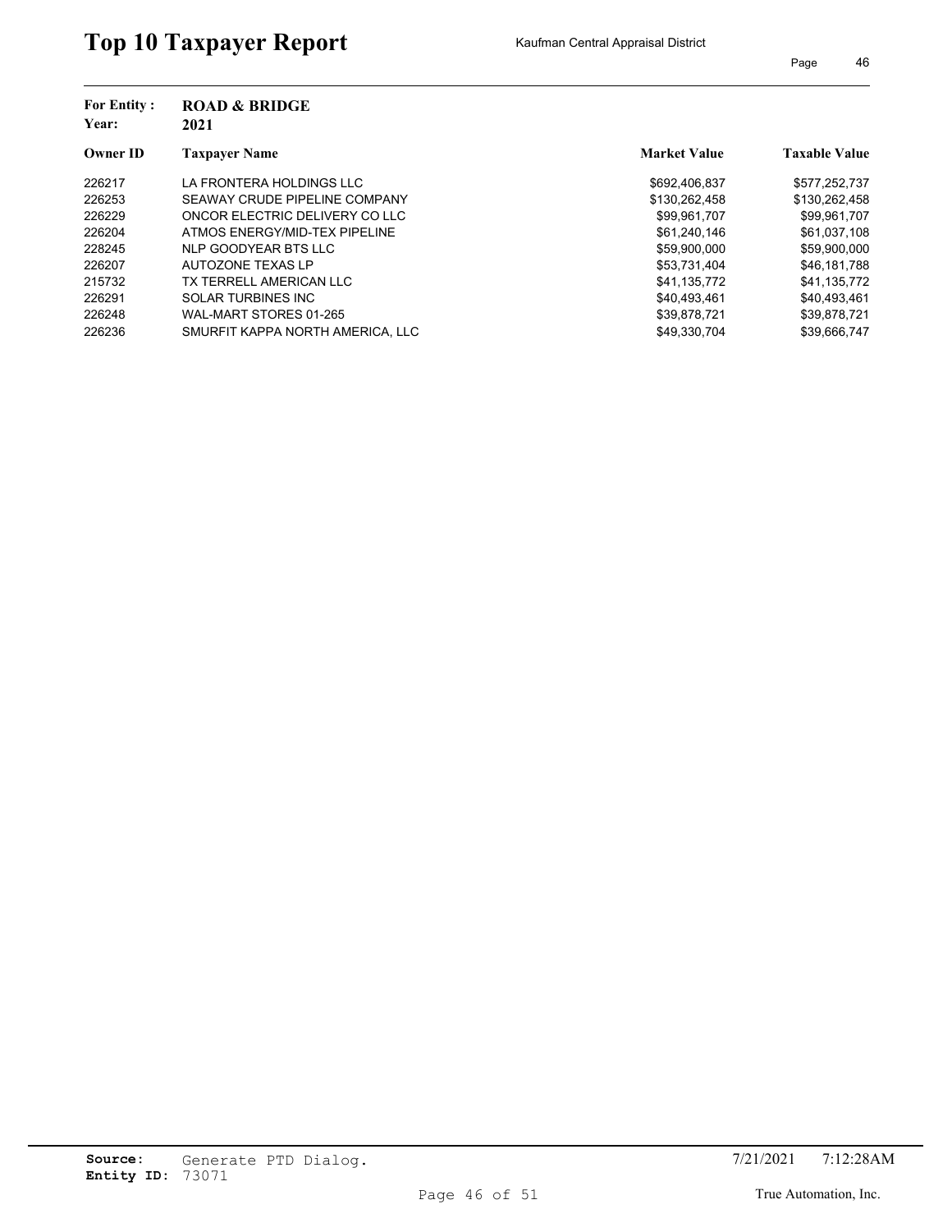# Top 10 Taxpayer Report

Kaufman Central Appraisal District

**For Entity :** ROAD & BRIDGE
**Year:** 2021

| Owner ID | Taxpayer Name | Market Value | Taxable Value |
|---|---|---|---|
| 226217 | LA FRONTERA HOLDINGS LLC | $692,406,837 | $577,252,737 |
| 226253 | SEAWAY CRUDE PIPELINE COMPANY | $130,262,458 | $130,262,458 |
| 226229 | ONCOR ELECTRIC DELIVERY CO LLC | $99,961,707 | $99,961,707 |
| 226204 | ATMOS ENERGY/MID-TEX PIPELINE | $61,240,146 | $61,037,108 |
| 228245 | NLP GOODYEAR BTS LLC | $59,900,000 | $59,900,000 |
| 226207 | AUTOZONE TEXAS LP | $53,731,404 | $46,181,788 |
| 215732 | TX TERRELL AMERICAN LLC | $41,135,772 | $41,135,772 |
| 226291 | SOLAR TURBINES INC | $40,493,461 | $40,493,461 |
| 226248 | WAL-MART STORES 01-265 | $39,878,721 | $39,878,721 |
| 226236 | SMURFIT KAPPA NORTH AMERICA, LLC | $49,330,704 | $39,666,747 |

**Source:** Generate PTD Dialog.
**Entity ID:** 73071

7/21/2021 7:12:28AM

True Automation, Inc.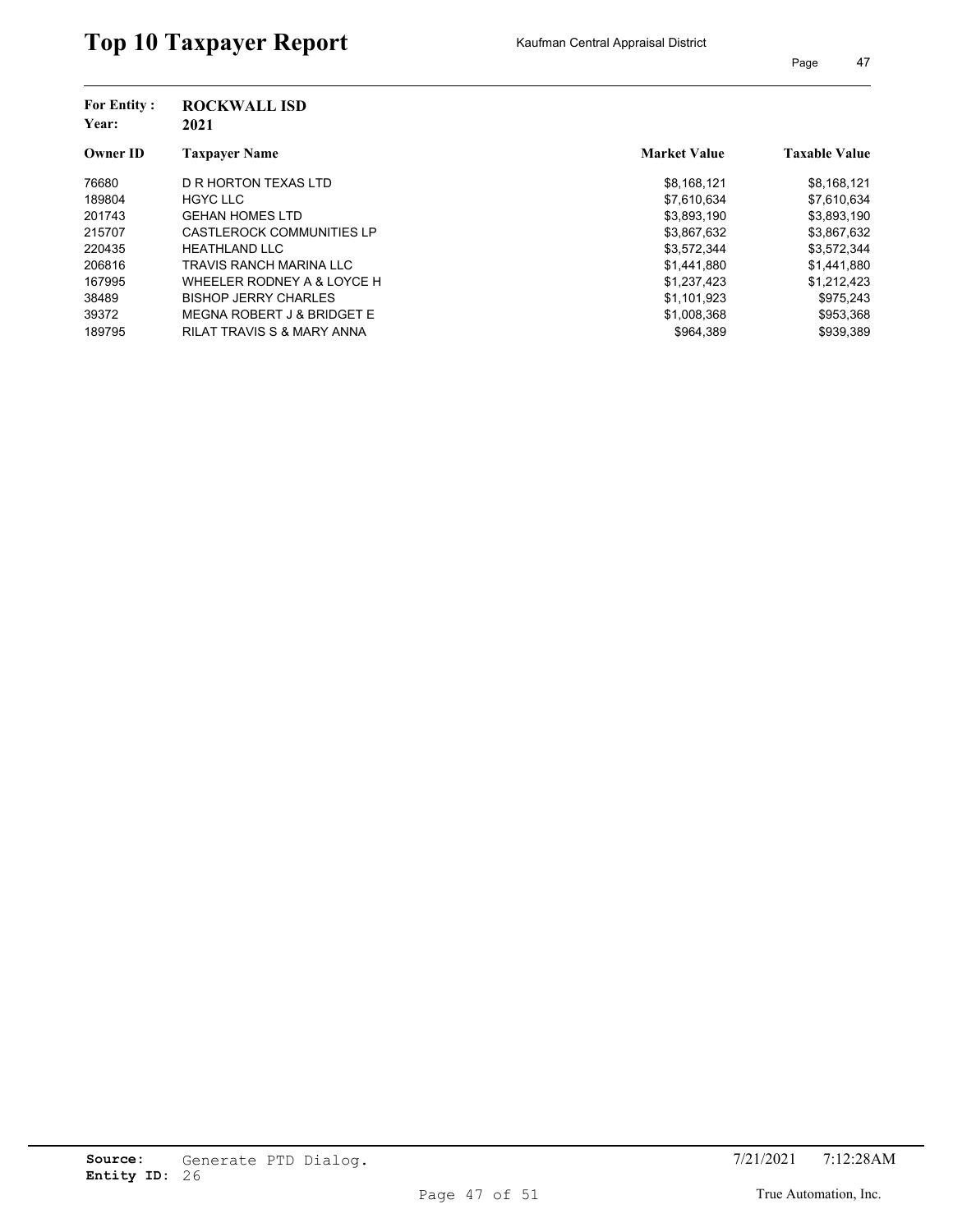# Top 10 Taxpayer Report

Kaufman Central Appraisal District

**For Entity :** **ROCKWALL ISD**
**Year:** **2021**

| Owner ID | Taxpayer Name | Market Value | Taxable Value |
|---|---|---|---|
| 76680 | D R HORTON TEXAS LTD | $8,168,121 | $8,168,121 |
| 189804 | HGYC LLC | $7,610,634 | $7,610,634 |
| 201743 | GEHAN HOMES LTD | $3,893,190 | $3,893,190 |
| 215707 | CASTLEROCK COMMUNITIES LP | $3,867,632 | $3,867,632 |
| 220435 | HEATHLAND LLC | $3,572,344 | $3,572,344 |
| 206816 | TRAVIS RANCH MARINA LLC | $1,441,880 | $1,441,880 |
| 167995 | WHEELER RODNEY A & LOYCE H | $1,237,423 | $1,212,423 |
| 38489 | BISHOP JERRY CHARLES | $1,101,923 | $975,243 |
| 39372 | MEGNA ROBERT J & BRIDGET E | $1,008,368 | $953,368 |
| 189795 | RILAT TRAVIS S & MARY ANNA | $964,389 | $939,389 |

**Source:** Generate PTD Dialog.
**Entity ID:** 26

7/21/2021 7:12:28AM

True Automation, Inc.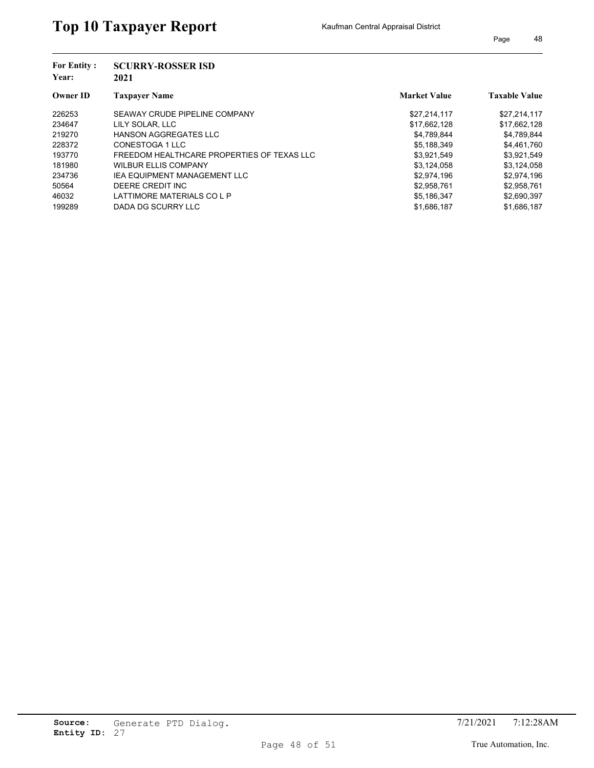# Top 10 Taxpayer Report

Kaufman Central Appraisal District

**For Entity :** SCURRY-ROSSER ISD
**Year:** 2021

| Owner ID | Taxpayer Name | Market Value | Taxable Value |
|---|---|---|---|
| 226253 | SEAWAY CRUDE PIPELINE COMPANY | $27,214,117 | $27,214,117 |
| 234647 | LILY SOLAR, LLC | $17,662,128 | $17,662,128 |
| 219270 | HANSON AGGREGATES LLC | $4,789,844 | $4,789,844 |
| 228372 | CONESTOGA 1 LLC | $5,188,349 | $4,461,760 |
| 193770 | FREEDOM HEALTHCARE PROPERTIES OF TEXAS LLC | $3,921,549 | $3,921,549 |
| 181980 | WILBUR ELLIS COMPANY | $3,124,058 | $3,124,058 |
| 234736 | IEA EQUIPMENT MANAGEMENT LLC | $2,974,196 | $2,974,196 |
| 50564 | DEERE CREDIT INC | $2,958,761 | $2,958,761 |
| 46032 | LATTIMORE MATERIALS CO L P | $5,186,347 | $2,690,397 |
| 199289 | DADA DG SCURRY LLC | $1,686,187 | $1,686,187 |

**Source:** Generate PTD Dialog.
**Entity ID:** 27

7/21/2021 7:12:28AM

True Automation, Inc.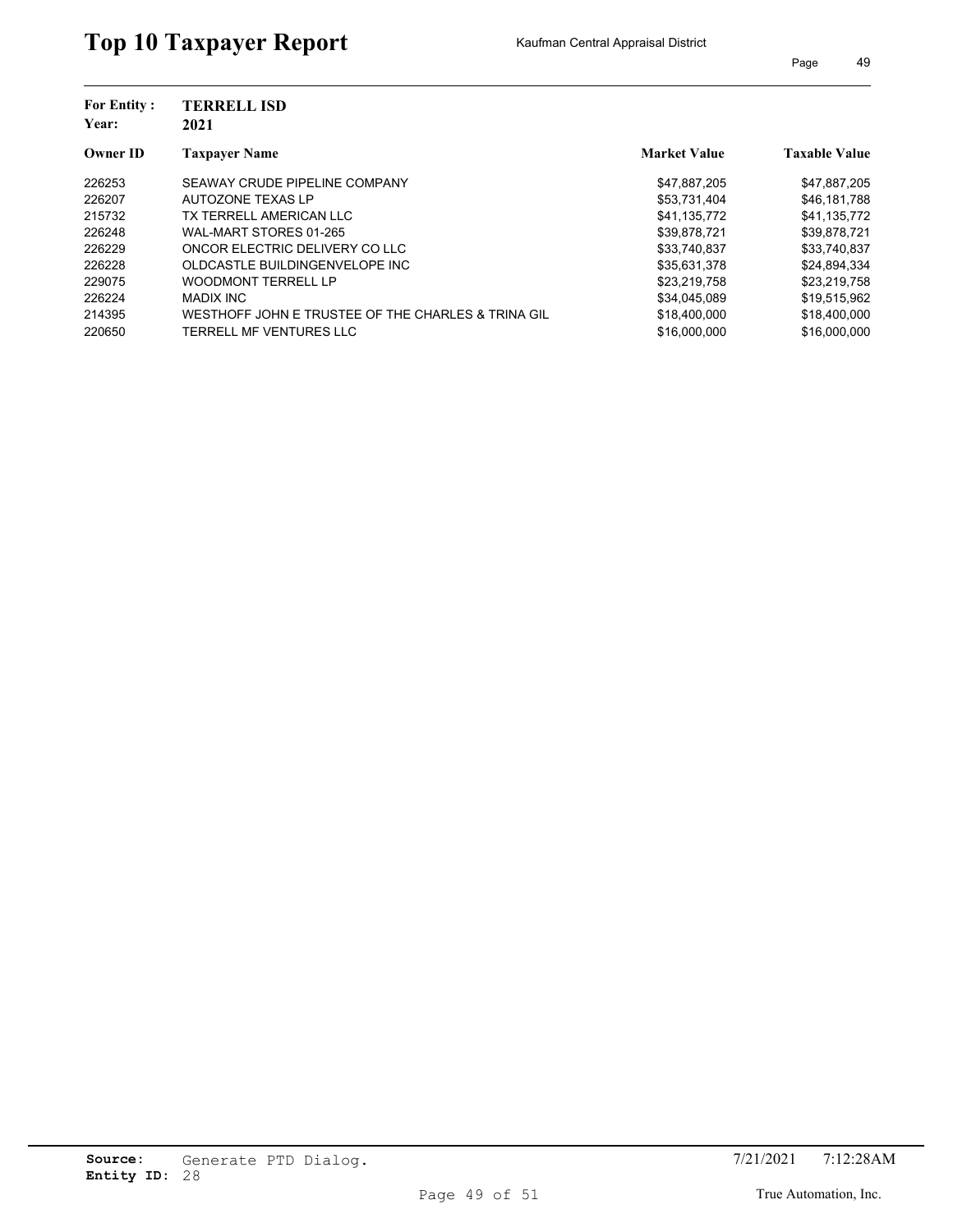# Top 10 Taxpayer Report

Kaufman Central Appraisal District

**For Entity :** TERRELL ISD
**Year:** 2021

| Owner ID | Taxpayer Name | Market Value | Taxable Value |
|---|---|---|---|
| 226253 | SEAWAY CRUDE PIPELINE COMPANY | $47,887,205 | $47,887,205 |
| 226207 | AUTOZONE TEXAS LP | $53,731,404 | $46,181,788 |
| 215732 | TX TERRELL AMERICAN LLC | $41,135,772 | $41,135,772 |
| 226248 | WAL-MART STORES 01-265 | $39,878,721 | $39,878,721 |
| 226229 | ONCOR ELECTRIC DELIVERY CO LLC | $33,740,837 | $33,740,837 |
| 226228 | OLDCASTLE BUILDINGENVELOPE INC | $35,631,378 | $24,894,334 |
| 229075 | WOODMONT TERRELL LP | $23,219,758 | $23,219,758 |
| 226224 | MADIX INC | $34,045,089 | $19,515,962 |
| 214395 | WESTHOFF JOHN E TRUSTEE OF THE CHARLES & TRINA GIL | $18,400,000 | $18,400,000 |
| 220650 | TERRELL MF VENTURES LLC | $16,000,000 | $16,000,000 |

**Source:** Generate PTD Dialog.
**Entity ID:** 28

7/21/2021 7:12:28AM

True Automation, Inc.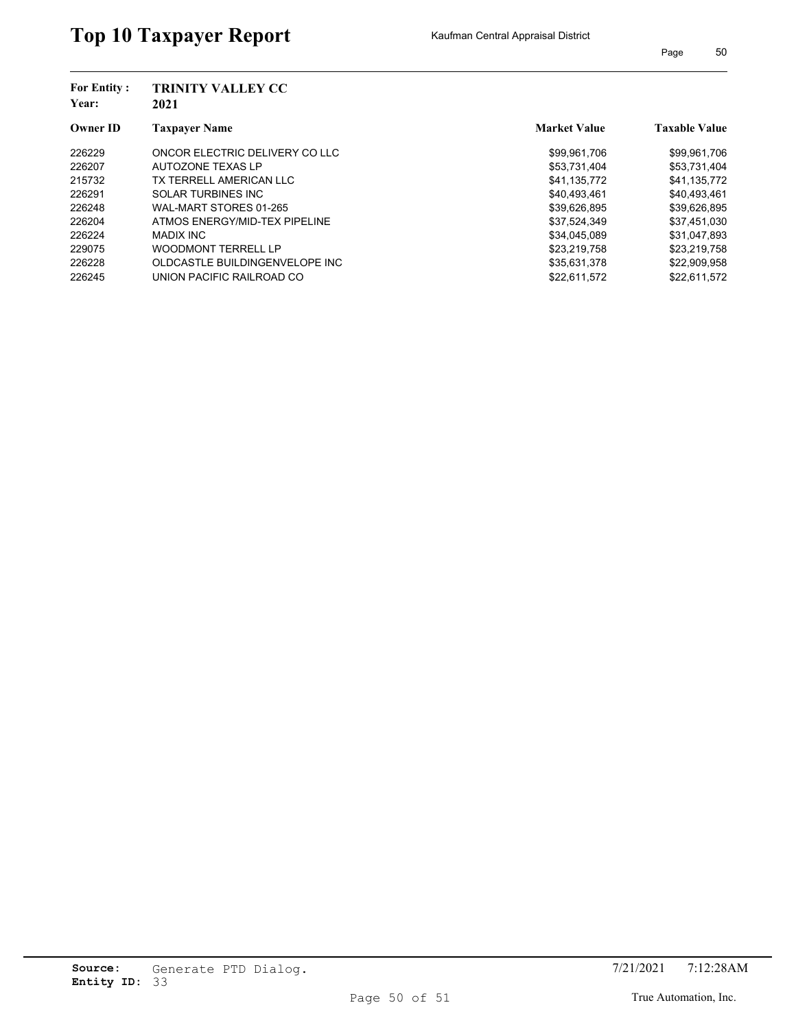# Top 10 Taxpayer Report

Kaufman Central Appraisal District

**For Entity :** **TRINITY VALLEY CC**
**Year:** **2021**

| Owner ID | Taxpayer Name | Market Value | Taxable Value |
|---|---|---|---|
| 226229 | ONCOR ELECTRIC DELIVERY CO LLC | $99,961,706 | $99,961,706 |
| 226207 | AUTOZONE TEXAS LP | $53,731,404 | $53,731,404 |
| 215732 | TX TERRELL AMERICAN LLC | $41,135,772 | $41,135,772 |
| 226291 | SOLAR TURBINES INC | $40,493,461 | $40,493,461 |
| 226248 | WAL-MART STORES 01-265 | $39,626,895 | $39,626,895 |
| 226204 | ATMOS ENERGY/MID-TEX PIPELINE | $37,524,349 | $37,451,030 |
| 226224 | MADIX INC | $34,045,089 | $31,047,893 |
| 229075 | WOODMONT TERRELL LP | $23,219,758 | $23,219,758 |
| 226228 | OLDCASTLE BUILDINGENVELOPE INC | $35,631,378 | $22,909,958 |
| 226245 | UNION PACIFIC RAILROAD CO | $22,611,572 | $22,611,572 |

**Source:** Generate PTD Dialog.
**Entity ID:** 33

7/21/2021 7:12:28AM

True Automation, Inc.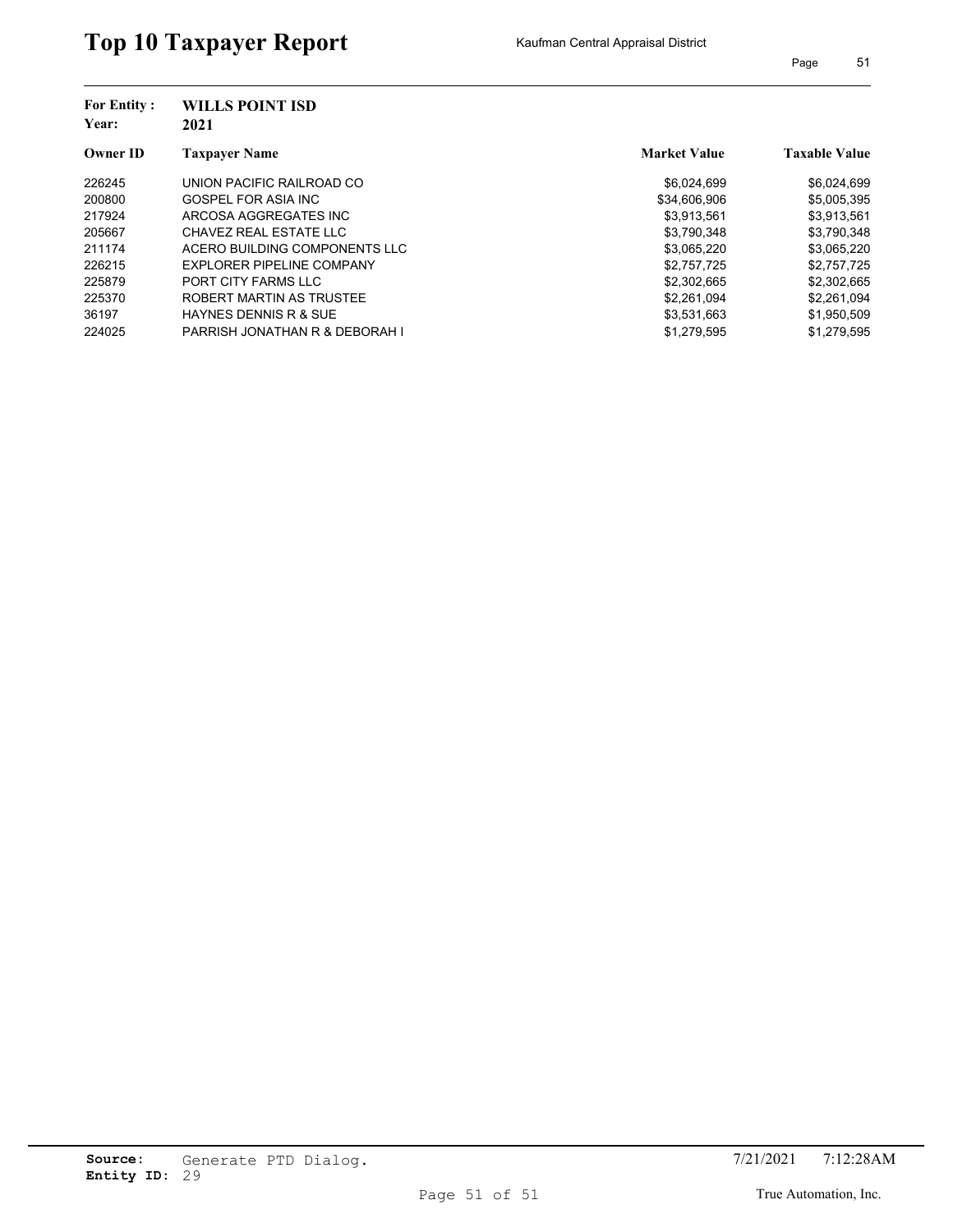# Top 10 Taxpayer Report

Kaufman Central Appraisal District

**For Entity :** WILLS POINT ISD
**Year:** 2021

| Owner ID | Taxpayer Name | Market Value | Taxable Value |
|---|---|---|---|
| 226245 | UNION PACIFIC RAILROAD CO | $6,024,699 | $6,024,699 |
| 200800 | GOSPEL FOR ASIA INC | $34,606,906 | $5,005,395 |
| 217924 | ARCOSA AGGREGATES INC | $3,913,561 | $3,913,561 |
| 205667 | CHAVEZ REAL ESTATE LLC | $3,790,348 | $3,790,348 |
| 211174 | ACERO BUILDING COMPONENTS LLC | $3,065,220 | $3,065,220 |
| 226215 | EXPLORER PIPELINE COMPANY | $2,757,725 | $2,757,725 |
| 225879 | PORT CITY FARMS LLC | $2,302,665 | $2,302,665 |
| 225370 | ROBERT MARTIN AS TRUSTEE | $2,261,094 | $2,261,094 |
| 36197 | HAYNES DENNIS R & SUE | $3,531,663 | $1,950,509 |
| 224025 | PARRISH JONATHAN R & DEBORAH I | $1,279,595 | $1,279,595 |

**Source:** Generate PTD Dialog.
**Entity ID:** 29

7/21/2021 7:12:28AM

True Automation, Inc.